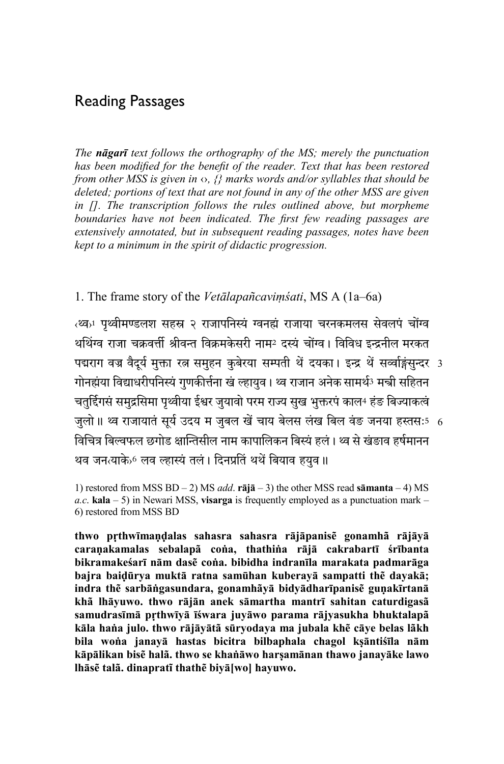# Reading Passages

*The **nāgarī** text follows the orthography of the MS; merely the punctuation has been modified for the benefit of the reader. Text that has been restored from other MSS is given in ‹›, {} marks words and/or syllables that should be deleted; portions of text that are not found in any of the other MSS are given in []. The transcription follows the rules outlined above, but morpheme boundaries have not been indicated. The first few reading passages are extensively annotated, but in subsequent reading passages, notes have been kept to a minimum in the spirit of didactic progression.*

## 1. The frame story of the *Vetālapañcaviṃśati*, MS A (1a–6a)

‹थ्व›[1] पृथ्वीमण्डलश सहस्र २ राजापनिस्यं ग्वनह्मं राजाया चरनकमलस सेवलपं चोंग्व थथिंग्व राजा चक्रवर्त्ती श्रीवन्त विक्रमकेसरी नाम[2] दस्यं चोंग्व। विविध इन्द्रनील मरकत पद्मराग वज्र वैदूर्य मुक्ता रत्न समुहन कुबेरया सम्पती थें दयका। इन्द्र थें सर्व्वाङ्गसुन्दर गोनह्मंया विद्याधरीपनिस्यं गुणकीर्त्तना खं ल्हायुव। थ्व राजान अनेक सामर्थ[3] मन्त्री सहितन चतुर्द्दिगसं समुद्रसिमा पृथ्वीया ईश्वर जुयावो परम राज्य सुख भुक्तरपं काल[4] हंङ बिज्याकत्वं जुलो॥ थ्व राजायातं सूर्य उदय म जुबल खें चाय बेलस लंख बिल वंङ जनया हस्तसः[5] विचित्र बिल्वफल छगोड क्षान्तिसील नाम कापालिकन बिस्यं हलं। थ्व से खंङाव हर्षमानन थव जन‹याके›[6] लव ल्हास्यं तलं। दिनप्रतिं थथें बियाव हयुव॥

1) restored from MSS BD – 2) MS *add*. **rājā** – 3) the other MSS read **sāmanta** – 4) MS *a.c.* **kala** – 5) in Newari MSS, **visarga** is frequently employed as a punctuation mark – 6) restored from MSS BD

**thwo pṛthwīmaṇḍalas sahasra sahasra rājāpanisẽ gonamhã rājāyā caraṇakamalas sebalapã coṅa, thathiṅa rājā cakrabartī śrībanta bikramakeśarī nām dasẽ coṅa. bibidha indranīla marakata padmarāga bajra baiḍūrya muktā ratna samūhan kuberayā sampatti thẽ dayakā; indra thẽ sarbāṅgasundara, gonamhãyā bidyādharīpanisẽ guṇakīrtanā khã lhāyuwo. thwo rājān anek sāmartha mantrī sahitan caturdigasã samudrasīmā pṛthwīyā īśwara juyāwo parama rājyasukha bhuktalapã kāla haṅa julo. thwo rājāyātã sūryodaya ma jubala khẽ cāye belas lãkh bila woṅa janayā hastas bicitra bilbaphala chagol kṣāntiśīla nām kāpālikan bisẽ halã. thwo se khaṅāwo harṣamānan thawo janayāke lawo lhāsẽ talã. dinapratĩ thathẽ biyā[wo] hayuwo.**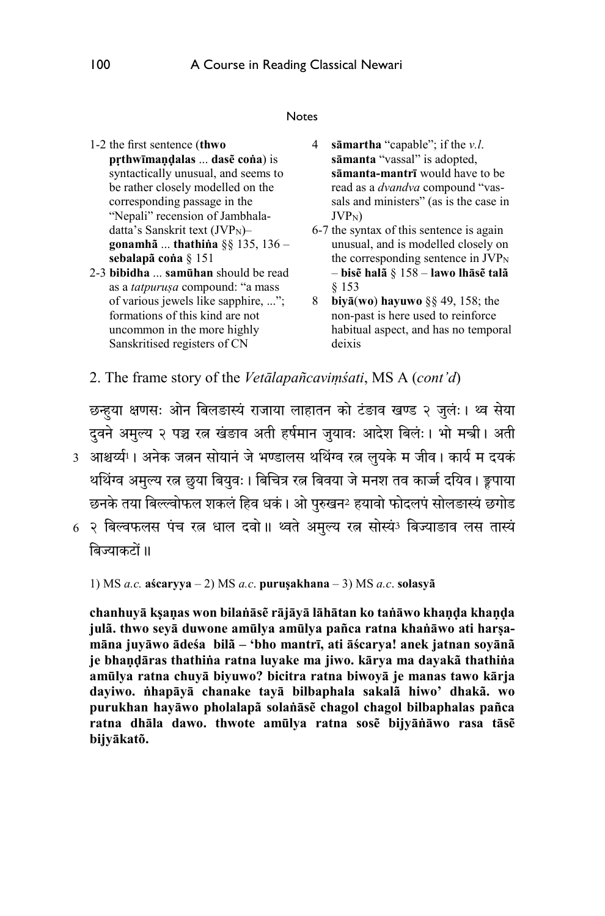Notes

1-2 the first sentence (**thwo pṛthwīmaṇḍalas** ... **dasẽ coṅa**) is syntactically unusual, and seems to be rather closely modelled on the corresponding passage in the "Nepali" recension of Jambhaladatta's Sanskrit text ($JVP_N$)– **gonamhã** ... **thathiṅa** §§ 135, 136 – **sebalapā coṅa** § 151

2-3 **bibidha** ... **samūhan** should be read as a *tatpuruṣa* compound: "a mass of various jewels like sapphire, ..."; formations of this kind are not uncommon in the more highly Sanskritised registers of CN

4 **sāmartha** "capable"; if the *v.l.* **sāmanta** "vassal" is adopted, **sāmanta-mantrī** would have to be read as a *dvandva* compound "vassals and ministers" (as is the case in $JVP_N$)

6-7 the syntax of this sentence is again unusual, and is modelled closely on the corresponding sentence in $JVP_N$ – **bisẽ halã** § 158 – **lawo lhāsẽ talã** § 153

8 **biyā**(**wo**) **hayuwo** §§ 49, 158; the non-past is here used to reinforce habitual aspect, and has no temporal deixis

## 2. The frame story of the *Vetālapañcaviṃśati*, MS A (*cont'd*)

छन्हुया क्षणसः ओन बिलङास्यं राजाया लाहातन को टंङाव खण्ड २ जुलंः। थ्व सेया दुवने अमुल्य २ पञ्च रत्न खंङाव अती हर्षमान जुयावः आदेश बिलंः। भो मन्त्री। अती
3 आश्चर्य्य[1]। अनेक जत्नन सोयानं जे भण्डालस थथिंग्व रत्न लुयके म जीव। कार्य म दयकं थथिंग्व अमुल्य रत्न छुया बियुवः। बिचित्र रत्न बिवया जे मनश तव कार्ज्ज दयिव। ङ्गपाया छनके तया बिल्ल्वोफल शकलं हिव धकं। ओ पुरुखन[2] हयावो फोदलपं सोलङास्यं छगोड
6 २ बिल्वफलस पंच रत्न धाल दवो॥ थ्वते अमुल्य रत्न सोस्यं[3] बिज्याङाव लस तास्यं बिज्याकटों॥

1) MS *a.c.* **aścaryya** – 2) MS *a.c.* **puruṣakhana** – 3) MS *a.c.* **solasyã**

**chanhuyā kṣaṇas won bilaṅāsẽ rājāyā lāhātan ko taṅāwo khaṇḍa khaṇḍa julã. thwo seyā duwone amūlya amūlya pañca ratna khaṅāwo ati harṣamāna juyāwo ādeśa bilã – 'bho mantrī, ati āścarya! anek jatnan soyānã je bhaṇḍāras thathiṅa ratna luyake ma jiwo. kārya ma dayakã thathiṅa amūlya ratna chuyā biyuwo? bicitra ratna biwoyā je manas tawo kārja dayiwo. ṅhapāyā chanake tayā bilbaphala sakalã hiwo' dhakã. wo purukhan hayāwo pholalapã solaṅāsẽ chagol chagol bilbaphalas pañca ratna dhāla dawo. thwote amūlya ratna sosẽ bijyāṅāwo rasa tāsẽ bijyākatõ.**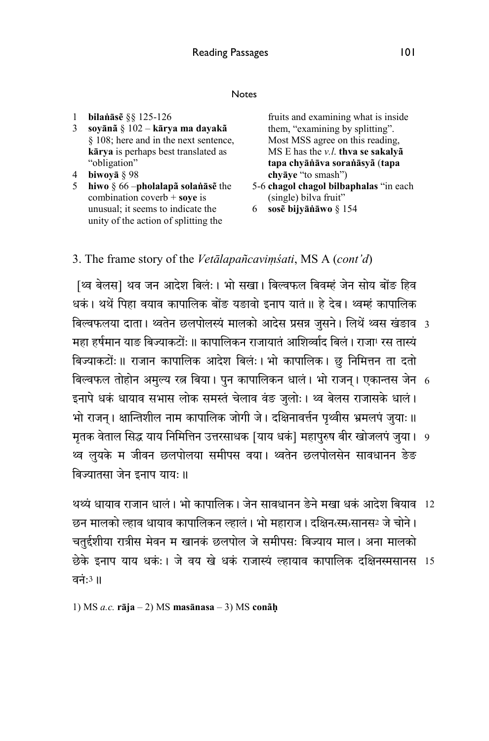## Notes

1 **bilaṅāsẽ** §§ 125-126
3 **soyānā̃** § 102 – **kārya ma dayakā̃** § 108; here and in the next sentence, **kārya** is perhaps best translated as "obligation"
4 **biwoyā̃** § 98
5 **hiwo** § 66 –**pholalapā̃ solaṅāsẽ** the combination coverb + **soye** is unusual; it seems to indicate the unity of the action of splitting the fruits and examining what is inside them, "examining by splitting". Most MSS agree on this reading, MS E has the *v.l.* **thva se sakalyā̃ tapa chyāṅāva soraṅāsyā̃** (**tapa chyāye** "to smash")
5-6 **chagol chagol bilbaphalas** "in each (single) bilva fruit"
6 **sosẽ bijyāṅāwo** § 154

## 3. The frame story of the *Vetālapañcaviṃśati*, MS A (*cont'd*)

[थ्व बेलस] थव जन आदेश बिलंः। भो सखा। बिल्वफल बिवम्हं जेन सोय बोंङ हिव धकं। थथें पिहा वयाव कापालिक बोंङ यङावो इनाप यातं॥ हे देव। थ्वम्हं कापालिक बिल्वफलया दाता। थ्वतेन छलपोलस्यं मालको आदेस प्रसन्न जुसने। लिथें थ्वस खंङाव महा हर्षमान याङ बिज्याकटोंः॥ कापालिकन राजायातं आशिर्व्वाद बिलं। राजा[1] रस तास्यं बिज्याकटोंः॥ राजान कापालिक आदेश बिलंः। भो कापालिक। छु निमित्तन ता दतो बिल्वफल तोहोन अमुल्य रत्न बिया। पुन कापालिकन धालं। भो राजन्। एकान्तस जेन इनापे धकं धायाव सभास लोक समस्तं चेलाव वंङ जुलोः। थ्व बेलस राजासके धालं। भो राजन्। क्षान्तिशील नाम कापालिक जोगी जे। दक्षिनावर्त्तन पृथ्वीस भ्रमलपं जुयाः॥ मृतक वेताल सिद्ध याय निमित्तिन उत्तरसाधक [याय धकं] महापुरुष बीर खोजलपं जुया। थ्व लुयके म जीवन छलपोलया समीपस वया। थ्वतेन छलपोलसेन सावधानन ङेङ बिज्यातसा जेन इनाप यायः॥

थथ्यं धायाव राजान धालं। भो कापालिक। जेन सावधानन ङेने मखा धकं आदेश बियाव छन मालको ल्हाव धायाव कापालिकन ल्हालं। भो महाराज। दक्षिन‹स्म›सानस[2] जे चोने। चतुर्द्दशीया रात्रीस मेवन म खानकं छलपोल जे समीपसः बिज्याय माल। अना मालको छेके इनाप याय धकंः। जे वय खे धकं राजास्यं ल्हायाव कापालिक दक्षिनस्मसानस वनंः[3]॥

1) MS *a.c.* **rāja** – 2) MS **masānasa** – 3) MS **conāḥ**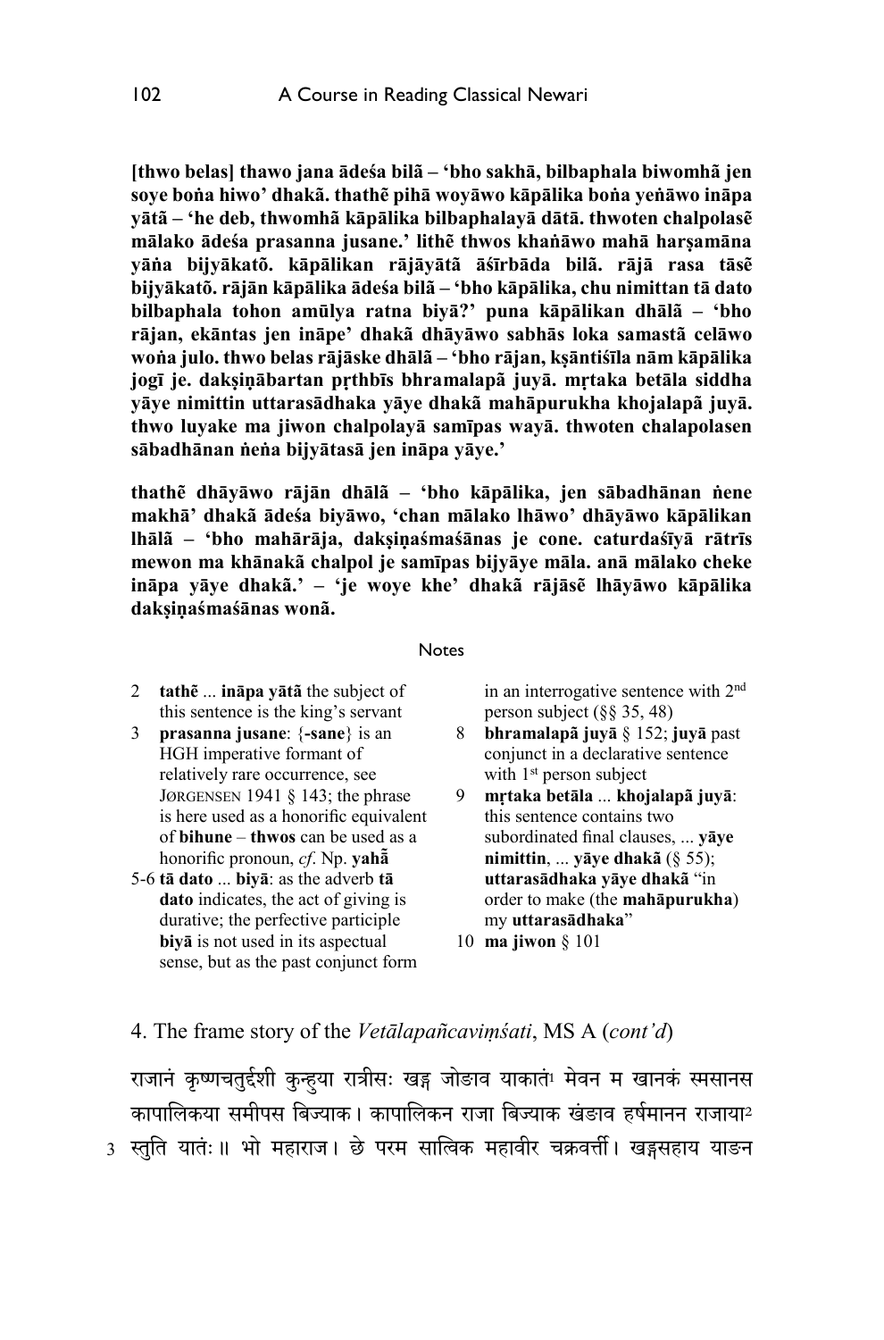**[thwo belas] thawo jana ādeśa bilã – 'bho sakhā, bilbaphala biwomhã jen soye boṅa hiwo' dhakã. thathẽ pihā woyāwo kāpālika boṅa yeṅāwo ināpa yātã – 'he deb, thwomhã kāpālika bilbaphalayā dātā. thwoten chalpolasẽ mālako ādeśa prasanna jusane.' lithẽ thwos khaṅāwo mahā harṣamāna yāṅa bijyākatõ. kāpālikan rājāyātã āśīrbāda bilã. rājā rasa tāsẽ bijyākatõ. rājān kāpālika ādeśa bilã – 'bho kāpālika, chu nimittan tā dato bilbaphala tohon amūlya ratna biyā?' puna kāpālikan dhālã – 'bho rājan, ekāntas jen ināpe' dhakã dhāyāwo sabhās loka samastã celāwo woṅa julo. thwo belas rājāske dhālã – 'bho rājan, kṣāntiśīla nām kāpālika jogī je. dakṣiṇābartan pṛthbīs bhramalapā juyā. mṛtaka betāla siddha yāye nimittin uttarasādhaka yāye dhakã mahāpurukha khojalapā juyā. thwo luyake ma jiwon chalpolayā samīpas wayā. thwoten chalapolasen sābadhānan ṅeṅa bijyātasā jen ināpa yāye.'**

**thathẽ dhāyāwo rājān dhālã – 'bho kāpālika, jen sābadhānan ṅene makhā' dhakã ādeśa biyāwo, 'chan mālako lhāwo' dhāyāwo kāpālikan lhālã – 'bho mahārāja, dakṣiṇaśmaśānas je cone. caturdaśīyā rātrīs mewon ma khānakã chalpol je samīpas bijyāye māla. anā mālako cheke ināpa yāye dhakã.' – 'je woye khe' dhakã rājāsẽ lhāyāwo kāpālika dakṣiṇaśmaśānas wonã.**

Notes

2 **tathẽ** ... **ināpa yātã** the subject of this sentence is the king's servant

3 **prasanna jusane**: {**-sane**} is an HGH imperative formant of relatively rare occurrence, see JØRGENSEN 1941 § 143; the phrase is here used as a honorific equivalent of **bihune** – **thwos** can be used as a honorific pronoun, *cf*. Np. **yahā̃**

5-6 **tā dato** ... **biyā**: as the adverb **tā dato** indicates, the act of giving is durative; the perfective participle **biyā** is not used in its aspectual sense, but as the past conjunct form in an interrogative sentence with 2nd person subject (§§ 35, 48)

8 **bhramalapā juyā** § 152; **juyā** past conjunct in a declarative sentence with 1st person subject

9 **mṛtaka betāla** ... **khojalapā juyā**: this sentence contains two subordinated final clauses, ... **yāye nimittin**, ... **yāye dhakã** (§ 55); **uttarasādhaka yāye dhakã** "in order to make (the **mahāpurukha**) my **uttarasādhaka**"

10 **ma jiwon** § 101

## 4. The frame story of the *Vetālapañcaviṃśati*, MS A (*cont'd*)

राजानं कृष्णचतुर्द्दशी कुन्हुया रात्रीसः खड्ग जोङाव याकातं[1] मेवन म खानकं स्मसानस कापालिकया समीपस बिज्याक। कापालिकन राजा बिज्याक खंङाव हर्षमानन राजाया[2] 3 स्तुति यातः॥ भो महाराज। छे परम सात्विक महावीर चक्रवर्त्ती। खड्गसहाय याङन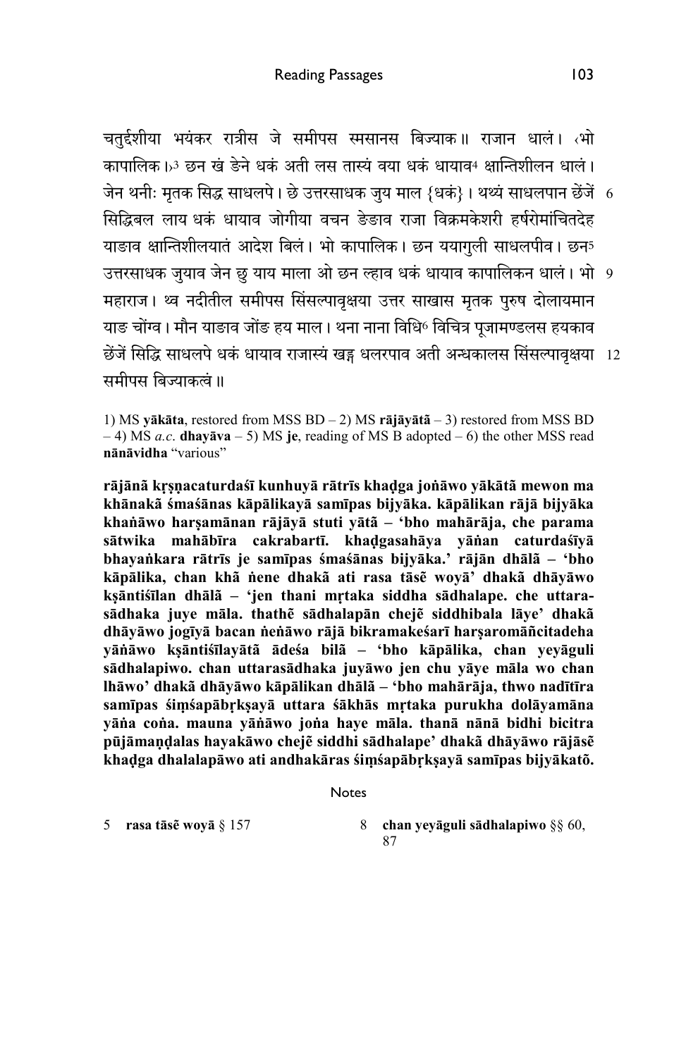चतुर्द्दशीया भयंकर रात्रीस जे समीपस स्मसानस बिज्याक॥ राजान धालं। ‹भो कापालिक।›[3] छन खं ङेने धकं अती लस तास्यं वया धकं धायाव[4] क्षान्तिशीलन धालं। जेन थनीः मृतक सिद्ध साधलपे। छे उत्तरसाधक जुय माल {धकं}। थथ्यं साधलपान छेंजें 6 सिद्धिबल लाय धकं धायाव जोगीया वचन ङेङाव राजा विक्रमकेशरी हर्षरोमांचितदेह याङाव क्षान्तिशीलयातं आदेश बिलं। भो कापालिक। छन ययागुली साधलपीव। छन[5] उत्तरसाधक जुयाव जेन छु याय माला ओ छन ल्हाव धकं धायाव कापालिकन धालं। भो 9 महाराज। थ्व नदीतील समीपस सिंसल्पावृक्षया उत्तर साखास मृतक पुरुष दोलायमान याङ चोंग्व। मौन याङाव जोंङ हय माल। थना नाना विधि[6] विचित्र पूजामण्डलस हयकाव छेंजें सिद्धि साधलपे धकं धायाव राजास्यं खङ्ग धलरपाव अती अन्धकालस सिंसल्पावृक्षया 12 समीपस बिज्याकत्वं॥

1) MS **yākāta**, restored from MSS BD – 2) MS **rājāyātā** – 3) restored from MSS BD – 4) MS *a.c.* **dhayāva** – 5) MS **je**, reading of MS B adopted – 6) the other MSS read **nānāvidha** "various"

**rājānā kṛṣṇacaturdaśī kunhuyā rātrīs khaḍga joṅāwo yākātā mewon ma khānakā śmaśānas kāpālikayā samīpas bijyāka. kāpālikan rājā bijyāka khaṅāwo harṣamānan rājāyā stuti yātā – 'bho mahārāja, che parama sātwika mahābīra cakrabartī. khaḍgasahāya yāṅan caturdaśīyā bhayaṅkara rātrīs je samīpas śmaśānas bijyāka.' rājān dhālā – 'bho kāpālika, chan khā ṅene dhakā ati rasa tāsẽ woyā' dhakā dhāyāwo kṣāntiśīlan dhālā – 'jen thani mṛtaka siddha sādhalape. che uttara-sādhaka juye māla. thathẽ sādhalapān chejẽ siddhibala lāye' dhakā dhāyāwo jogīyā bacan ṅeṅāwo rājā bikramakeśarī harṣaromāñcitadeha yāṅāwo kṣāntiśīlayātā ādeśa bilā – 'bho kāpālika, chan yeyāguli sādhalapiwo. chan uttarasādhaka juyāwo jen chu yāye māla wo chan lhāwo' dhakā dhāyāwo kāpālikan dhālā – 'bho mahārāja, thwo nadītīra samīpas śiṃśapābṛkṣayā uttara śākhās mṛtaka purukha dolāyamāna yāṅa coṅa. mauna yāṅāwo joṅa haye māla. thanā nānā bidhi bicitra pūjāmaṇḍalas hayakāwo chejẽ siddhi sādhalape' dhakā dhāyāwo rājāsẽ khaḍga dhalalapāwo ati andhakāras śiṃśapābṛkṣayā samīpas bijyākatõ.**

## Notes

5 **rasa tāsẽ woyā** § 157

8 **chan yeyāguli sādhalapiwo** §§ 60, 87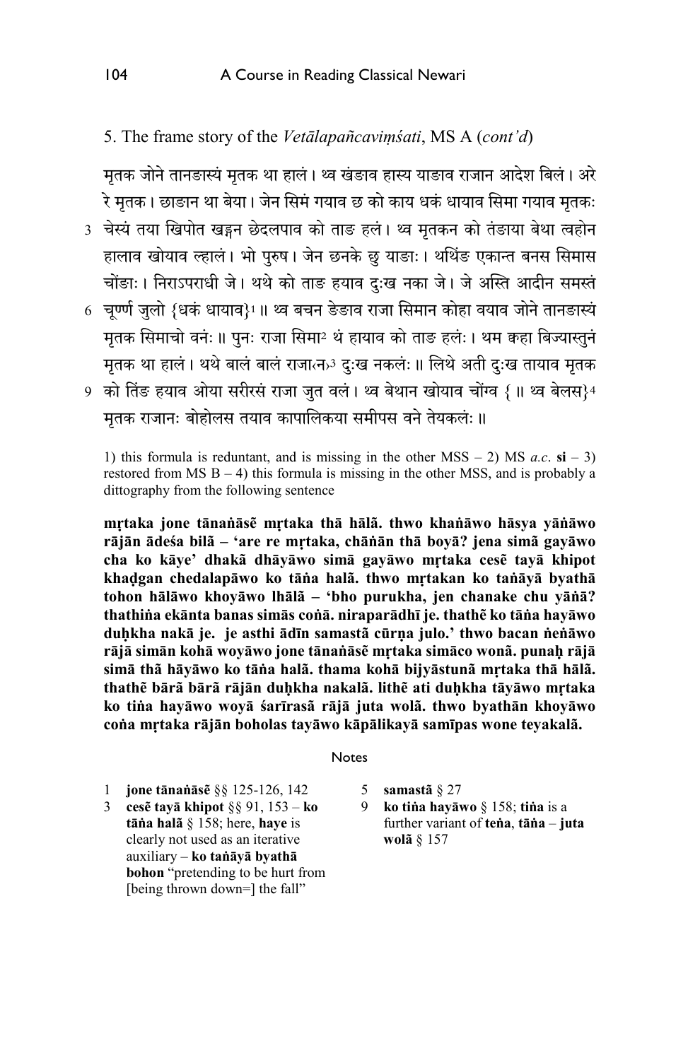## 5. The frame story of the *Vetālapañcaviṃśati*, MS A (*cont'd*)

मृतक जोने तानङास्यं मृतक था हालं। थ्व खंङाव हास्य याङाव राजान आदेश बिलं। अरे रे मृतक। छाङान था बेया। जेन सिमं गयाव छ को काय धकं धायाव सिमा गयाव मृतकः
3 चेस्यं तया खिपोत खड्गन छेदलपाव को ताङ हलं। थ्व मृतकन को तंङाया बेथा त्वहोन हालाव खोयाव ल्हालं। भो पुरुष। जेन छनके छु याङाः। थथिंङ एकान्त बनस सिमास चोंङाः। निराऽपराधी जे। थथे को ताङ हयाव दुःख नका जे। जे अस्ति आदीन समस्तं
6 चूर्ण जुलो {धकं धायाव}[1]॥ थ्व बचन ङेङाव राजा सिमान कोहा वयाव जोने तानङास्यं मृतक सिमाचो वनंः॥ पुनः राजा सिमा[2] थं हायाव को ताङ हलंः। थम क्हा बिज्यास्तुनं मृतक था हालं। थथे बालं बालं राजा‹न›[3] दुःख नकलंः॥ लिथे अती दुःख तायाव मृतक
9 को तिंङ हयाव ओया सरीरसं राजा जुत वलं। थ्व बेथान खोयाव चोंग्व {॥ थ्व बेलस}[4] मृतक राजानः बोहोलस तयाव कापालिकया समीपस वने तेयकलंः॥

1) this formula is reduntant, and is missing in the other MSS – 2) MS *a.c.* **si** – 3) restored from MS B – 4) this formula is missing in the other MSS, and is probably a dittography from the following sentence

**mṛtaka jone tānaṅāsẽ mṛtaka thā hālã. thwo khaṅāwo hāsya yāṅāwo rājān ādeśa bilã – 'are re mṛtaka, chāṅān thā boyā? jena simã gayāwo cha ko kāye' dhakã dhāyāwo simã gayāwo mṛtaka cesẽ tayā khipot khaḍgan chedalapāwo ko tāṅa halã. thwo mṛtakan ko taṅāyā byathā tohon hālāwo khoyāwo lhālã – 'bho purukha, jen chanake chu yāṅā? thathiṅa ekānta banas simās coṅā. niraparādhī je. thathẽ ko tāṅa hayāwo duḥkha nakā je. je asthi ādīn samastã cūrṇa julo.' thwo bacan ṅeṅāwo rājā simān kohā woyāwo jone tānaṅāsẽ mṛtaka simāco wonã. punaḥ rājā simā thã hāyāwo ko tāṅa halã. thama kohā bijyāstunã mṛtaka thā hālã. thathẽ bārã bārã rājān duḥkha nakalã. lithẽ ati duḥkha tāyāwo mṛtaka ko tiṅa hayāwo woyā śarīrasã rājā juta wolã. thwo byathān khoyāwo coṅa mṛtaka rājān boholas tayāwo kāpālikayā samīpas wone teyakalã.**

### Notes

1 **jone tānaṅāsẽ** §§ 125-126, 142

3 **cesẽ tayā khipot** §§ 91, 153 – **ko tāṅa halã** § 158; here, **haye** is clearly not used as an iterative auxiliary – **ko taṅāyā byathā bohon** "pretending to be hurt from [being thrown down=] the fall"

5 **samastã** § 27

9 **ko tiṅa hayāwo** § 158; **tiṅa** is a further variant of **teṅa**, **tāṅa** – **juta wolã** § 157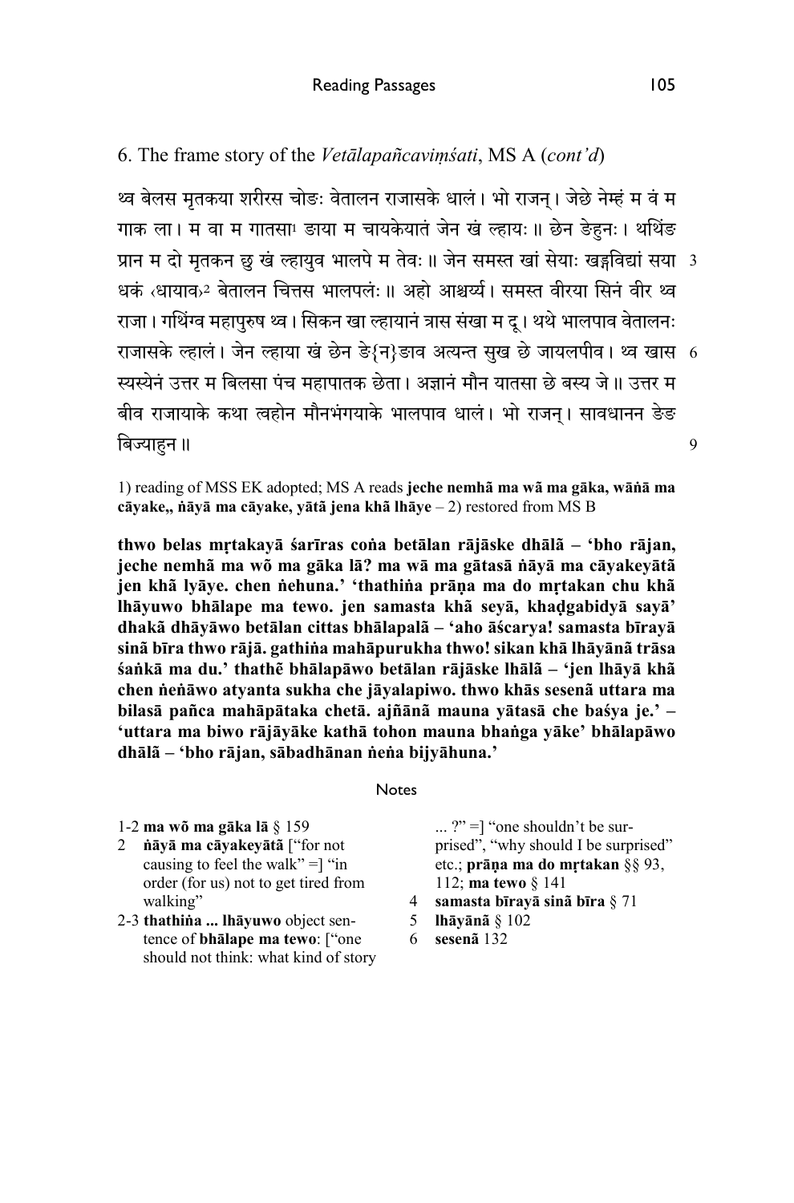## 6. The frame story of the *Vetālapañcaviṃśati*, MS A (*cont'd*)

थ्व बेलस मृतकया शरीरस चोङः वेतालन राजासके धालं। भो राजन्। जेछे नेम्हं म वं म गाक ला। म वा म गातसा[1] ङाया म चायकेयातं जेन खं ल्हायः॥ छेन ङेहुनः। थथिंङ प्रान म दो मृतकन छु खं ल्हायुव भालपे म तेवः॥ जेन समस्त खां सेयाः खड्गविद्यां सया धकं ‹धायाव›[2] बेतालन चित्तस भालपलं॥ अहो आश्चर्य्य। समस्त वीरया सिनं वीर थ्व राजा। गथिंग्व महापुरुष थ्व। सिकन खा ल्हायानं त्रास संखा म दू। थथे भालपाव वेतालनः राजासके ल्हालं। जेन ल्हाया खं छेन ङे{न}ङाव अत्यन्त सुख छे जायलपीव। थ्व खास स्यस्येनं उत्तर म बिलसा पंच महापातक छेता। अज्ञानं मौन यातसा छे बस्य जे॥ उत्तर म बीव राजायाके कथा त्वहोन मौनभंगयाके भालपाव धालं। भो राजन्। सावधानन ङेङ बिज्याहुन॥

1) reading of MSS EK adopted; MS A reads **jeche nemhã ma wã ma gāka, wāṅā ma cāyake,, ṅāyā ma cāyake, yātā jena khã lhāye** – 2) restored from MS B

**thwo belas mṛtakayā śarīras coṅa betālan rājāske dhālã – 'bho rājan, jeche nemhã ma wõ ma gāka lā? ma wā ma gātasā ṅāyā ma cāyakeyātã jen khã lyāye. chen ṅehuna.' 'thathiṅa prāṇa ma do mṛtakan chu khã lhāyuwo bhālape ma tewo. jen samasta khã seyā, khaḍgabidyā sayā' dhakã dhāyāwo betālan cittas bhālapalã – 'aho āścarya! samasta bīrayā sinã bīra thwo rājā. gathiṅa mahāpurukha thwo! sikan khã lhāyānã trāsa śaṅkā ma du.' thathẽ bhālapāwo betālan rājāske lhālã – 'jen lhāyā khã chen ṅeṅāwo atyanta sukha che jāyalapiwo. thwo khās sesenã uttara ma bilasā pañca mahāpātaka chetā. ajñānã mauna yātasā che baśya je.' – 'uttara ma biwo rājāyāke kathā tohon mauna bhaṅga yāke' bhālapāwo dhālã – 'bho rājan, sābadhānan ṅeṅa bijyāhuna.'**

### Notes

1-2 **ma wõ ma gāka lā** § 159

2 **ṅāyā ma cāyakeyātã** ["for not causing to feel the walk" =] "in order (for us) not to get tired from walking"

2-3 **thathiṅa ... lhāyuwo** object sentence of **bhālape ma tewo**: ["one should not think: what kind of story ... ?" =] "one shouldn't be surprised", "why should I be surprised" etc.; **prāṇa ma do mṛtakan** §§ 93, 112; **ma tewo** § 141

4 **samasta bīrayā sinã bīra** § 71

5 **lhāyānã** § 102

6 **sesenã** 132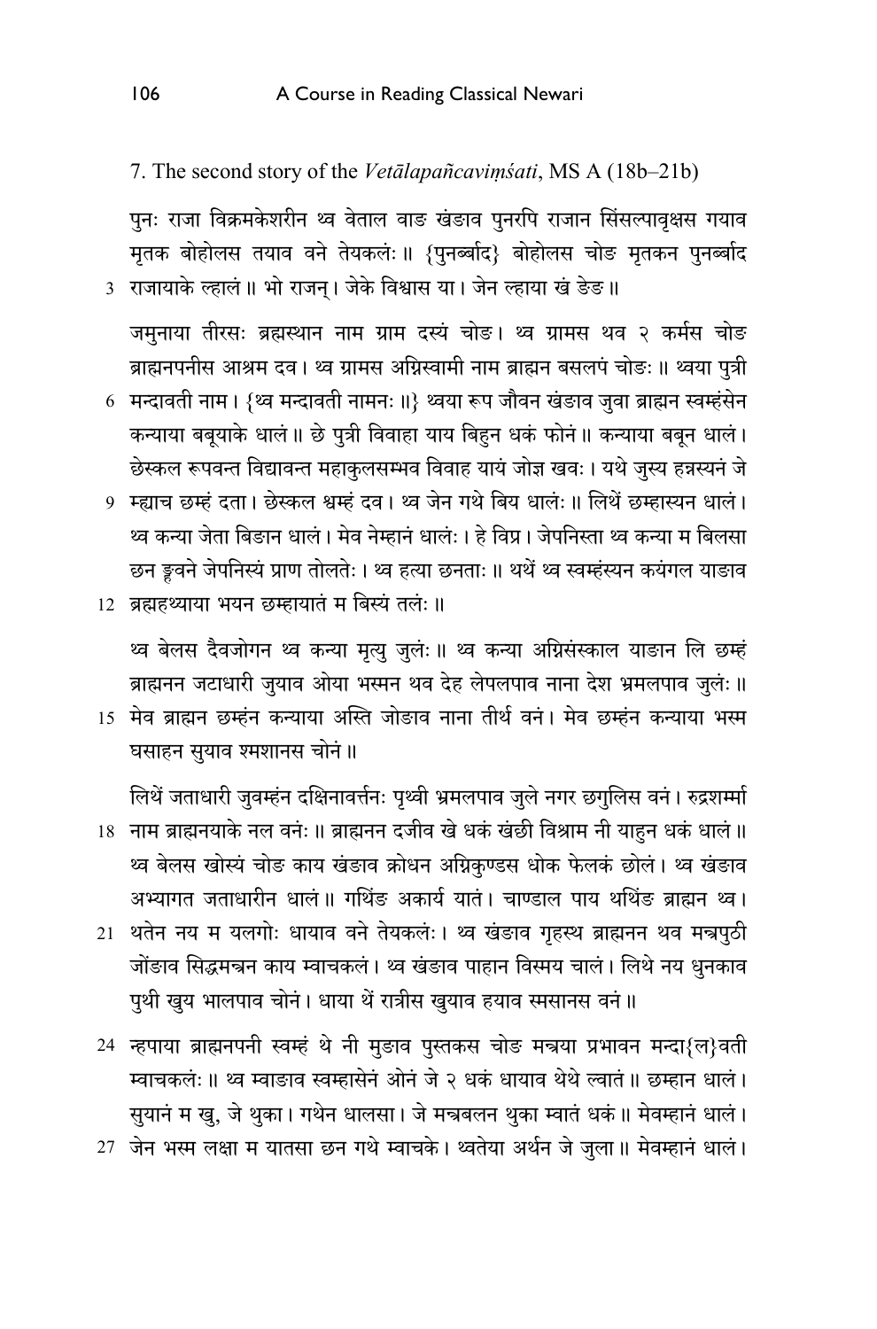7. The second story of the *Vetālapañcaviṃśati*, MS A (18b–21b)

पुनः राजा विक्रमकेशरीन थ्व वेताल वाङ खंङाव पुनरपि राजान सिंसल्पावृक्षस गयाव मृतक बोहोलस तयाव वने तेयकलं ॥ {पुनर्ब्बाद} बोहोलस चोङ मृतकन पुनर्ब्बाद राजायाके ल्हालं ॥ भो राजन्। जेके विश्वास या। जेन ल्हाया खं ङेङ ॥

जमुनाया तीरसः ब्रह्मस्थान नाम ग्राम दस्यं चोङ। थ्व ग्रामस थव २ कर्मस चोङ ब्राह्मनपनीस आश्रम दव। थ्व ग्रामस अग्निस्वामी नाम ब्राह्मन बसलपं चोङः ॥ थ्वया पुत्री मन्दावती नाम। {थ्व मन्दावती नामनः ॥} थ्वया रूप जौवन खंङाव जुवा ब्राह्मन स्वम्हंसेन कन्याया बबूयाके धालं ॥ छे पुत्री विवाहा याय बिहुन धकं फोनं ॥ कन्याया बबून धालं। छेस्कल रूपवन्त विद्यावन्त महाकुलसम्भव विवाह यायं जोङ्ग खवः। यथे जुस्य हन्नस्यनं जे म्हाच छम्हं दता। छेस्कल श्रम्हं दव। थ्व जेन गथे बिय धालंः ॥ लिथें छम्हास्यन धालं। थ्व कन्या जेता बिङान धालं। मेव नेम्हानं धालंः। हे विप्र। जेपनिस्ता थ्व कन्या म बिलसा छन ङ्कवने जेपनिस्यं प्राण तोलतेः। थ्व हत्या छनताः ॥ थथें थ्व स्वम्हंस्यन कयंगल याङाव ब्रह्महथ्याया भयन छम्हायातं म बिस्यं तलंः ॥

थ्व बेलस दैवजोगन थ्व कन्या मृत्यु जुलंः ॥ थ्व कन्या अग्निसंस्काल याङान लि छम्हं ब्राह्मनन जटाधारी जुयाव ओया भस्मन थव देह लेपलपाव नाना देश भ्रमलपाव जुलंः ॥ मेव ब्राह्मन छम्हंन कन्याया अस्ति जोङाव नाना तीर्थ वनं। मेव छम्हंन कन्याया भस्म घसाहन सुयाव श्मशानस चोनं ॥

लिथें जताधारी जुवम्हंन दक्षिनावर्त्तनः पृथ्वी भ्रमलपाव जुले नगर छगुलिस वनं। रुद्रशर्म्मा नाम ब्राह्मनयाके नल वनंः ॥ ब्राह्मनन दजीव खे धकं खंछी विश्राम नी याहुन धकं धालं ॥ थ्व बेलस खोस्यं चोङ काय खंङाव क्रोधन अग्निकुण्डस धोक फेलकं छोलं। थ्व खंङाव अभ्यागत जताधारीन धालं ॥ गथिंङ अकार्य यातं। चाण्डाल पाय थथिंङ ब्राह्मन थ्व। थतेन नय म यलगोः धायाव वने तेयकलंः। थ्व खंङाव गृहस्थ ब्राह्मनन थव मन्त्रपुठी जोंङाव सिद्धमन्त्रन काय म्वाचकलं। थ्व खंङाव पाहान विस्मय चालं। लिथे नय धुनकाव पुथी खुय भालपाव चोनं। धाया थें रात्रीस खुयाव हयाव स्मसानस वनं ॥

न्हपाया ब्राह्मनपनी स्वम्हं थे नी मुङाव पुस्तकस चोङ मन्त्रया प्रभावन मन्दा{ल}वती म्वाचकलंः ॥ थ्व म्वाङाव स्वम्हासेनं ओनं जे २ धकं धायाव थेथे ल्वातं ॥ छम्हान धालं। सुयानं म खु, जे थुका। गथेन धालसा। जे मन्त्रबलन थुका म्वातं धकं ॥ मेवम्हानं धालं। जेन भस्म लक्षा म यातसा छन गथे म्वाचके। थ्वतेया अर्थन जे जुला ॥ मेवम्हानं धालं।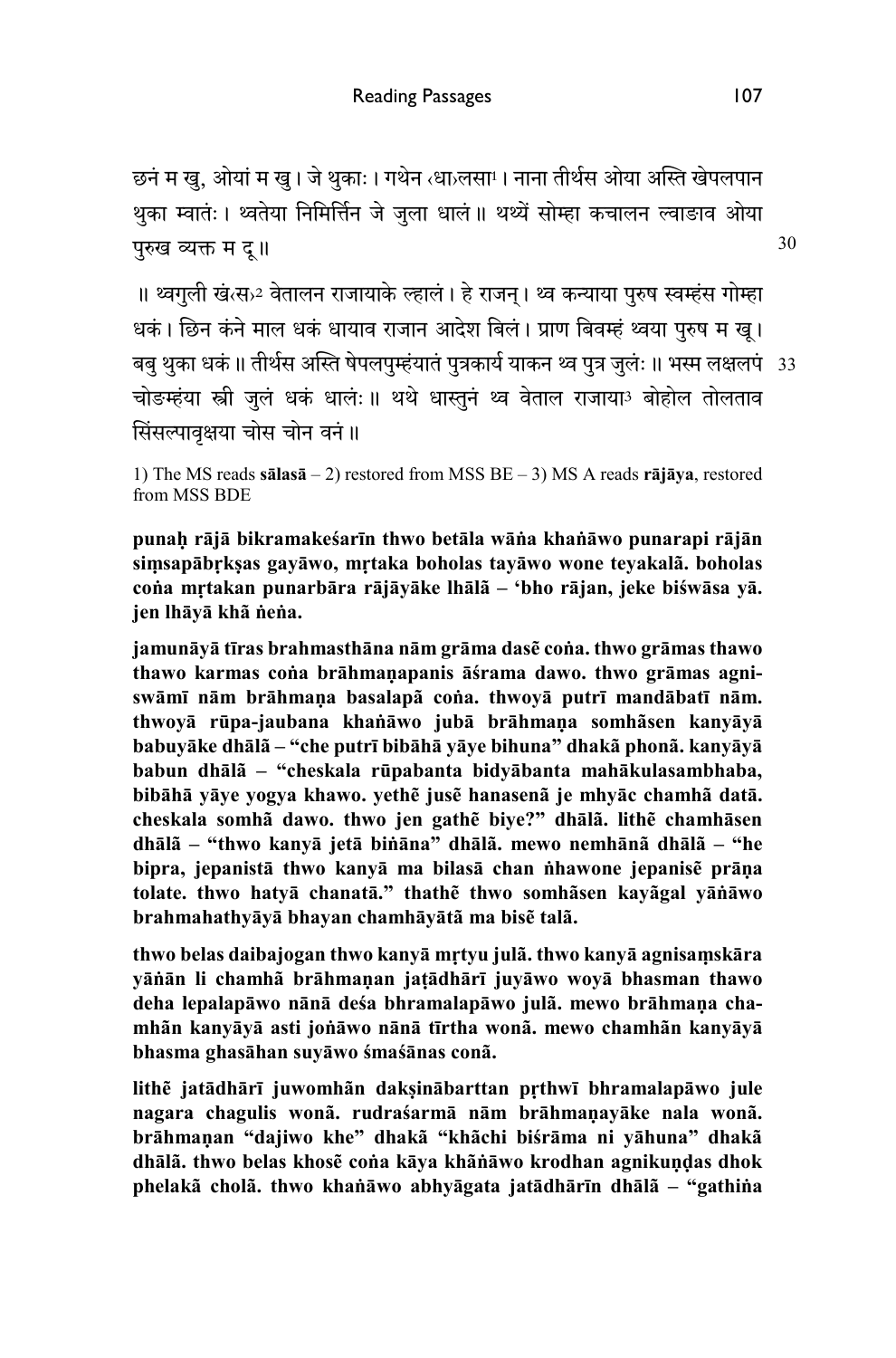छनं म खु, ओयां म खु। जे थुकाः। गथेन ‹धा›लसा[1]। नाना तीर्थस ओया अस्ति खेपलपान थुका म्वातः। थ्वतेया निमिर्त्तिन जे जुला धालं॥ थथ्यें सोम्हा कचालन ल्वाङाव ओया पुरुख व्यक्त म दू॥ 30

॥ थ्वगुली खं‹स›[2] वेतालन राजायाके ल्हालं। हे राजन्। थ्व कन्याया पुरुष स्वम्हंस गोम्हा धकं। छिन कंने माल धकं धायाव राजान आदेश बिलं। प्राण बिवम्हं थ्वया पुरुष म खू। बबु थुका धकं॥ तीर्थस अस्ति षेपलपुम्हंयातं पुत्रकार्य याकन थ्व पुत्र जुलंः॥ भस्म लक्षलपं 33 चोङम्हंया स्त्री जुलं धकं धालंः॥ थथे धास्तुनं थ्व वेताल राजाया[3] बोहोल तोलताव सिंसल्पावृक्षया चोस चोन वनं॥

1) The MS reads **sālasā** – 2) restored from MSS BE – 3) MS A reads **rājāya**, restored from MSS BDE

**punaḥ rājā bikramakeśarīn thwo betāla wāṅa khaṅāwo punarapi rājān siṃsapābṛkṣas gayāwo, mṛtaka boholas tayāwo wone teyakalā̃. boholas coṅa mṛtakan punarbāra rājāyāke lhālā̃ – 'bho rājan, jeke biśwāsa yā. jen lhāyā khā̃ ṅeṅa.**

**jamunāyā tīras brahmasthāna nām grāma dasẽ coṅa. thwo grāmas thawo thawo karmas coṅa brāhmaṇapanis āśrama dawo. thwo grāmas agni-swāmī nām brāhmaṇa basalapā coṅa. thwoyā putrī mandābatī nām. thwoyā rūpa-jaubana khaṅāwo jubā brāhmaṇa somhā̃sen kanyāyā babuyāke dhālā̃ – "che putrī bibāhā yāye bihuna" dhakā̃ phonā̃. kanyāyā babun dhālā̃ – "cheskala rūpabanta bidyābanta mahākulasambhaba, bibāhā yāye yogya khawo. yethẽ jusẽ hanasenā je mhyāc chamhā̃ datā. cheskala somhā̃ dawo. thwo jen gathẽ biye?" dhālā̃. lithẽ chamhā̃sen dhālā̃ – "thwo kanyā jetā biṅāna" dhālā̃. mewo nemhānā dhālā̃ – "he bipra, jepanistā thwo kanyā ma bilasā chan ṅhawone jepanisẽ prāṇa tolate. thwo hatyā chanatā." thathẽ thwo somhā̃sen kayā̃gal yāṅāwo brahmahathyāyā bhayan chamhāyātā ma bisẽ talā̃.**

**thwo belas daibajogan thwo kanyā mṛtyu julā̃. thwo kanyā agnisaṃskāra yāṅān li chamhā̃ brāhmaṇan jaṭādhārī juyāwo woyā bhasman thawo deha lepalapāwo nānā deśa bhramalapāwo julā̃. mewo brāhmaṇa cha-mhā̃n kanyāyā asti joṅāwo nānā tīrtha wonā̃. mewo chamhā̃n kanyāyā bhasma ghasāhan suyāwo śmaśānas conā̃.**

**lithẽ jatādhārī juwomhā̃n dakṣinābarttan pṛthwī bhramalapāwo jule nagara chagulis wonā̃. rudraśarmā nām brāhmaṇayāke nala wonā̃. brāhmaṇan "dajiwo khe" dhakā̃ "khā̃chi biśrāma ni yāhuna" dhakā̃ dhālā̃. thwo belas khosẽ coṅa kāya khāṅāwo krodhan agnikuṇḍas dhok phelakā̃ cholā̃. thwo khaṅāwo abhyāgata jatādhārīn dhālā̃ – "gathiṅa**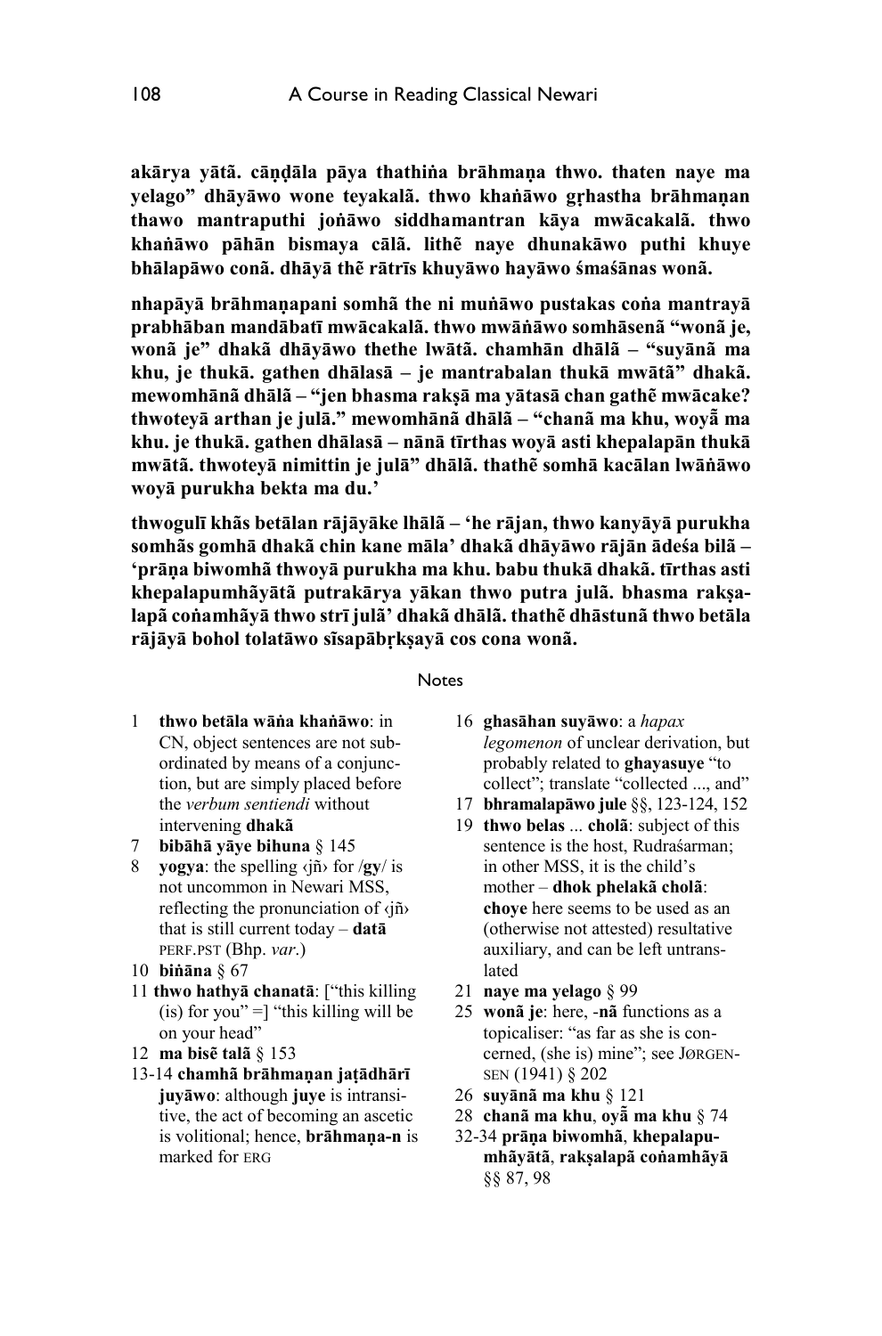**akārya yātā̃. cāṇḍāla pāya thathiṅa brāhmaṇa thwo. thaten naye ma yelago" dhāyāwo wone teyakalā̃. thwo khaṅāwo gṛhastha brāhmaṇan thawo mantraputhi joṅāwo siddhamantran kāya mwācakalā̃. thwo khaṅāwo pāhān bismaya cālā̃. lithẽ naye dhunakāwo puthi khuye bhālapāwo conā̃. dhāyā thẽ rātrīs khuyāwo hayāwo śmaśānas wonā̃.**

**nhapāyā brāhmaṇapani somhā̃ the ni muṅāwo pustakas coṅa mantrayā prabhāban mandābatī mwācakalā̃. thwo mwāṅāwo somhāsenā̃ "wonā̃ je, wonā̃ je" dhakā̃ dhāyāwo thethe lwātā̃. chamhān dhālā̃ – "suyānā̃ ma khu, je thukā̃. gathen dhālasā̃ – je mantrabalan thukā̃ mwātā̃" dhakā̃. mewomhānā̃ dhālā̃ – "jen bhasma rakṣā ma yātasā̃ chan gathẽ mwācake? thwoteyā arthan je julā̃." mewomhānā̃ dhālā̃ – "chanā̃ ma khu, woyā̃ ma khu. je thukā̃. gathen dhālasā̃ – nānā̃ tīrthas woyā asti khepalapān thukā̃ mwātā̃. thwoteyā nimittin je julā̃" dhālā̃. thathẽ somhā̃ kacālan lwāṅāwo woyā purukha bekta ma du.'**

**thwogulī khās betālan rājāyāke lhālā̃ – 'he rājan, thwo kanyāyā purukha somhās gomhā̃ dhakā̃ chin kane māla' dhakā̃ dhāyāwo rājān ādeśa bilā̃ – 'prāṇa biwomhā̃ thwoyā purukha ma khu. babu thukā̃ dhakā̃. tīrthas asti khepalapumhāyātā̃ putrakārya yākan thwo putra julā̃. bhasma rakṣalapā̃ coṅamhāyā thwo strī julā̃' dhakā̃ dhālā̃. thathẽ dhāstunā̃ thwo betāla rājāyā bohol tolatāwo sīsapābṛkṣayā cos cona wonā̃.**

## Notes

1 **thwo betāla wāṅa khaṅāwo**: in CN, object sentences are not subordinated by means of a conjunction, but are simply placed before the *verbum sentiendi* without intervening **dhakā̃**

7 **bibāhā yāye bihuna** § 145

8 **yogya**: the spelling ‹jñ› for /**gy**/ is not uncommon in Newari MSS, reflecting the pronunciation of ‹jñ› that is still current today – **datā** PERF.PST (Bhp. *var*.)

10 **biṅāna** § 67

11 **thwo hathyā chanatā**: ["this killing (is) for you" =] "this killing will be on your head"

12 **ma bisẽ talā** § 153

13-14 **chamhā brāhmaṇan jaṭādhārī juyāwo**: although **juye** is intransitive, the act of becoming an ascetic is volitional; hence, **brāhmaṇa-n** is marked for ERG

16 **ghasāhan suyāwo**: a *hapax legomenon* of unclear derivation, but probably related to **ghayasuye** "to collect"; translate "collected ..., and"

17 **bhramalapāwo jule** §§, 123-124, 152

19 **thwo belas** ... **cholā̃**: subject of this sentence is the host, Rudraśarman; in other MSS, it is the child's mother – **dhok phelakā̃ cholā̃**: **choye** here seems to be used as an (otherwise not attested) resultative auxiliary, and can be left untranslated

21 **naye ma yelago** § 99

25 **wonā̃ je**: here, -**nā̃** functions as a topicaliser: "as far as she is concerned, (she is) mine"; see JØRGENSEN (1941) § 202

26 **suyānā̃ ma khu** § 121

28 **chanā̃ ma khu**, **oyā̃ ma khu** § 74

32-34 **prāṇa biwomhā̃**, **khepalapumhāyātā̃**, **rakṣalapā̃ coṅamhāyā** §§ 87, 98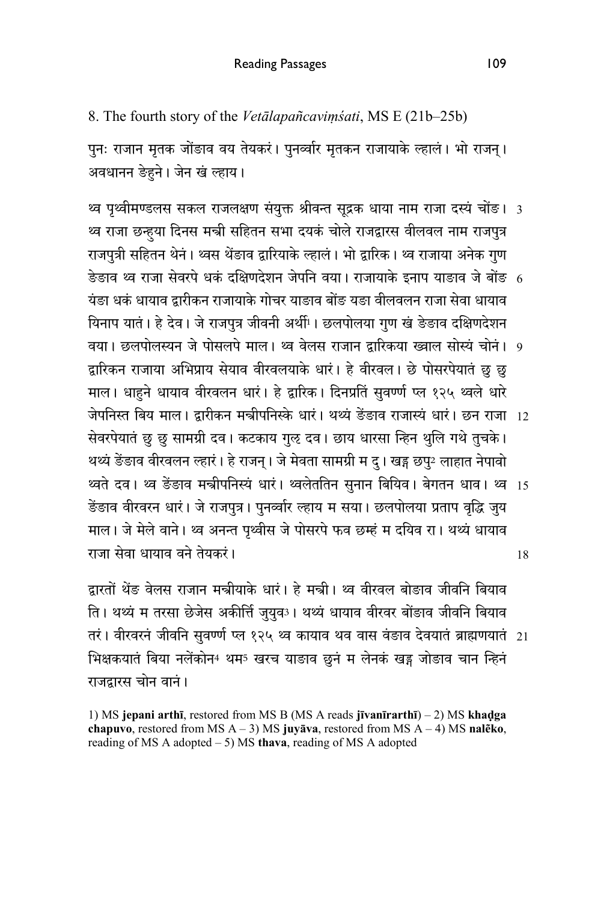## 8. The fourth story of the *Vetālapañcaviṃśati*, MS E (21b–25b)

पुनः राजान मृतक जोंङाव वय तेयकरं। पुनर्व्वार मृतकन राजायाके ल्हालं। भो राजन्। अवधानन ङेन्हुने। जेन खं ल्हाय।

थ्व पृथ्वीमण्डलस सकल राजलक्षण संयुक्त श्रीवन्त सूद्रक धाया नाम राजा दस्यं चोंङ। थ्व राजा छन्हुया दिनस मन्त्री सहितन सभा दयकं चोले राजद्वारस वीलवल नाम राजपुत्र राजपुत्री सहितन थेनं। थ्वस थेंङाव द्वारियाके ल्हालं। भो द्वारिक। थ्व राजाया अनेक गुण ङेङाव थ्व राजा सेवरपे धकं दक्षिणदेशन जेपनि वया। राजायाके इनाप याङाव जे बोंङ यंङा धकं धायाव द्वारीकन राजायाके गोचर याङाव बोंङ यङा वीलवलन राजा सेवा धायाव यिनाप यातं। हे देव। जे राजपुत्र जीवनी अर्थी[1]। छलपोलया गुण खं ङेङाव दक्षिणदेशन वया। छलपोलस्यन जे पोसलपे माल। थ्व वेलस राजान द्वारिकया ख्वाल सोस्यं चोनं। द्वारिकन राजाया अभिप्राय सेयाव वीरवलयाके धारं। हे वीरवल। छे पोसरपेयातं छु छु माल। धाहुने धायाव वीरवलन धारं। हे द्वारिक। दिनप्रतिं सुवर्ण्ण प्ल १२५ थ्वले धारे जेपनिस्त बिय माल। द्वारीकन मन्त्रीपनिस्के धारं। थथ्यं ङेंङाव राजास्यं धारं। छन राजा सेवरपेयातं छु छु सामग्री दव। कटकाय गुल दव। छाय धारसा न्हिन थुलि गथे तुचके। थथ्यं ङेंङाव वीरवलन ल्हारं। हे राजन्। जे मेवता सामग्री म दु। खड्ग छपु[2] लाहात नेपावो थ्वते दव। थ्व ङेंङाव मन्त्रीपनिस्यं धारं। थ्वलेततिन सुनान बियिव। बेगतन धाव। थ्व ङेंङाव वीरवरन धारं। जे राजपुत्र। पुनर्व्वार ल्हाय म सया। छलपोलया प्रताप वृद्धि जुय माल। जे मेले वाने। थ्व अनन्त पृथ्वीस जे पोसरपे फव छम्हं म दयिव रा। थथ्यं धायाव राजा सेवा धायाव वने तेयकरं।

द्वारतों थेंङ वेलस राजान मन्त्रीयाके धारं। हे मन्त्री। थ्व वीरवल बोङाव जीवनि बियाव ति। थथ्यं म तरसा छेजेस अकीर्त्ति जुयुव[3]। थथ्यं धायाव वीरवर बोंङाव जीवनि बियाव तरं। वीरवरनं जीवनि सुवर्ण्ण प्ल १२५ थ्व कायाव थव वास वंङाव देवयातं ब्राह्मणयातं भिक्षकयातं बिया नलेंकोन[4] थम[5] खरच याङाव छुनं म लेनकं खड्ग जोङाव चान न्हिनं राजद्वारस चोन वानं।

1) MS **jepani arthī**, restored from MS B (MS A reads **jīvanīrarthī**) – 2) MS **khaḍga chapuvo**, restored from MS A – 3) MS **juyāva**, restored from MS A – 4) MS **nalēko**, reading of MS A adopted – 5) MS **thava**, reading of MS A adopted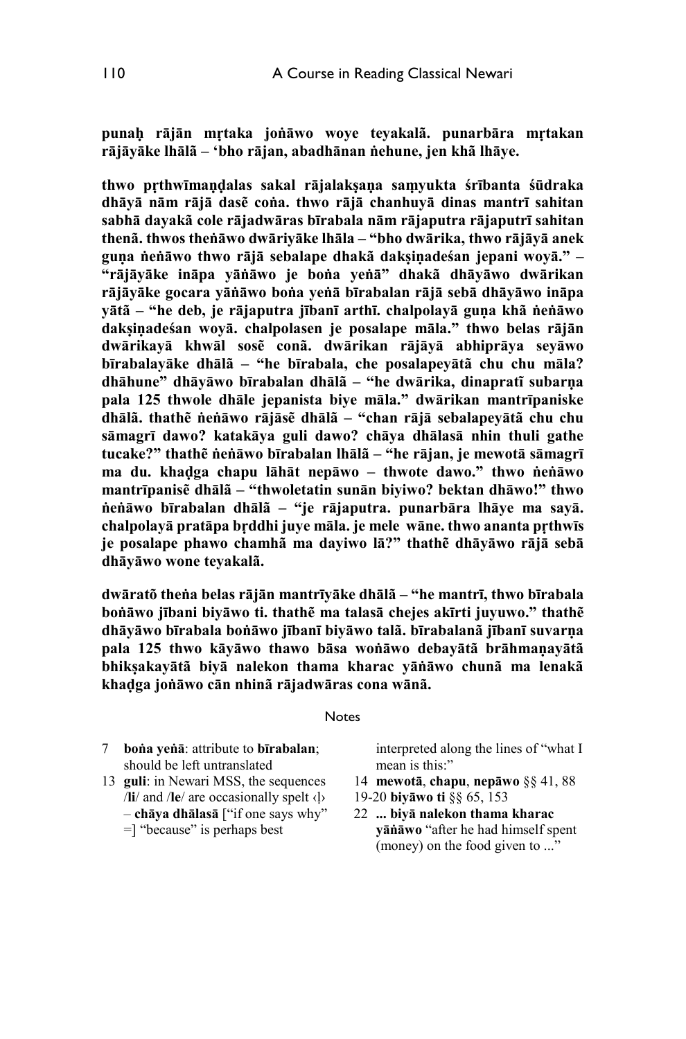**punaḥ rājān mṛtaka joṅāwo woye teyakalã. punarbāra mṛtakan rājāyāke lhālã – 'bho rājan, abadhānan ṅehune, jen khã lhāye.**

**thwo pṛthwīmaṇḍalas sakal rājalakṣaṇa saṃyukta śrībanta śūdraka dhāyā nām rājā dasẽ coṅa. thwo rājā chanhuyā dinas mantrī sahitan sabhā dayakã cole rājadwāras bīrabala nām rājaputra rājaputrī sahitan thenã. thwos theṅāwo dwāriyāke lhāla – "bho dwārika, thwo rājāyā anek guṇa ṅeṅāwo thwo rājā sebalape dhakã dakṣiṇadeśan jepani woyā." – "rājāyāke ināpa yāṅāwo je boṅa yeṅā" dhakã dhāyāwo dwārikan rājāyāke gocara yāṅāwo boṅa yeṅā bīrabalan rājā sebā dhāyāwo ināpa yātã – "he deb, je rājaputra jībanī arthī. chalpolayā guṇa khã ṅeṅāwo dakṣiṇadeśan woyā. chalpolasen je posalape māla." thwo belas rājān dwārikayā khwāl sosẽ conã. dwārikan rājāyā abhiprāya seyāwo bīrabalayāke dhālã – "he bīrabala, che posalapeyātã chu chu māla? dhāhune" dhāyāwo bīrabalan dhālã – "he dwārika, dinapratī subarṇa pala 125 thwole dhāle jepanista biye māla." dwārikan mantrīpaniske dhālã. thathẽ ṅeṅāwo rājāsẽ dhālã – "chan rājā sebalapeyātã chu chu sāmagrī dawo? katakāya guli dawo? chāya dhālasā nhin thuli gathe tucake?" thathẽ ṅeṅāwo bīrabalan lhālã – "he rājan, je mewotā sāmagrī ma du. khaḍga chapu lāhāt nepāwo – thwote dawo." thwo ṅeṅāwo mantrīpanisẽ dhālã – "thwoletatin sunān biyiwo? bektan dhāwo!" thwo ṅeṅāwo bīrabalan dhālã – "je rājaputra. punarbāra lhāye ma sayā. chalpolayā pratāpa bṛddhi juye māla. je mele wāne. thwo ananta pṛthwīs je posalape phawo chamhã ma dayiwo lā?" thathẽ dhāyāwo rājā sebā dhāyāwo wone teyakalã.**

**dwāratõ theṅa belas rājān mantrīyāke dhālã – "he mantrī, thwo bīrabala boṅāwo jībani biyāwo ti. thathẽ ma talasā chejes akīrti juyuwo." thathẽ dhāyāwo bīrabala boṅāwo jībanī biyāwo talã. bīrabalanã jībanī suvarṇa pala 125 thwo kāyāwo thawo bāsa woṅāwo debayātã brāhmaṇayātã bhikṣakayātã biyā nalekon thama kharac yāṅāwo chunã ma lenakã khaḍga joṅāwo cān nhinã rājadwāras cona wānã.**

Notes

7 **boṅa yeṅā**: attribute to **bīrabalan**; should be left untranslated

13 **guli**: in Newari MSS, the sequences /**li**/ and /**le**/ are occasionally spelt ‹ḷ› – **chāya dhālasā** ["if one says why" =] "because" is perhaps best interpreted along the lines of "what I mean is this:"

14 **mewotā**, **chapu**, **nepāwo** §§ 41, 88

19-20 **biyāwo ti** §§ 65, 153

22 **... biyā nalekon thama kharac yāṅāwo** "after he had himself spent (money) on the food given to ..."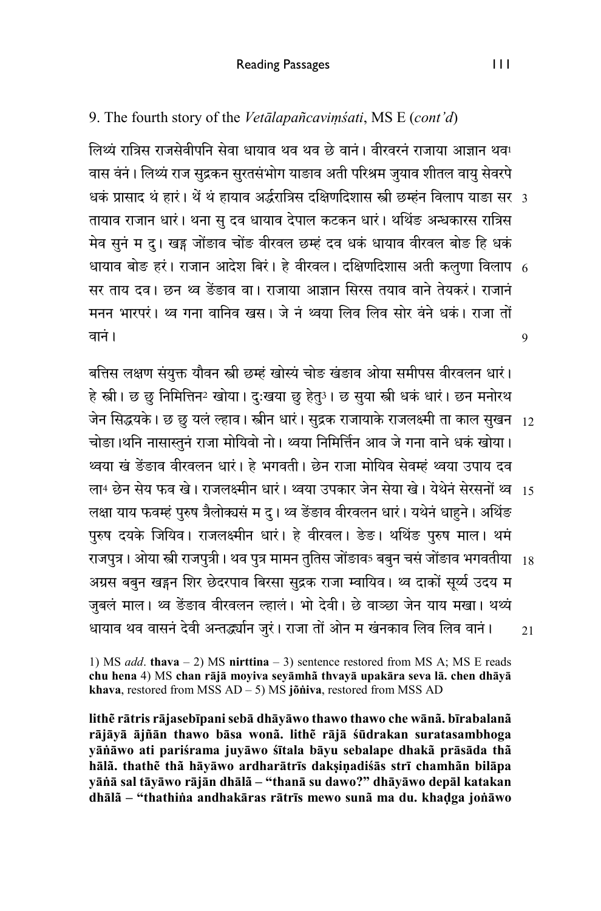## 9. The fourth story of the *Vetālapañcaviṃśati*, MS E (*cont'd*)

लिथ्यं रात्रिस राजसेवीपनि सेवा धायाव थव थव छे वानं। वीरवरनं राजाया आज्ञान थव[1] वास वंनं। लिथ्यं राज सुद्रकन सुरतसंभोग याङाव अती परिश्रम जुयाव शीतल वायु सेवरपे धकं प्रासाद थं हारं। थें थं हायाव अर्द्धरात्रिस दक्षिणदिशास स्त्री छम्हंन विलाप याङा सर तायाव राजान धारं। थना सु दव धायाव देपाल कटकन धारं। थथिंङ अन्धकारस रात्रिस मेव सुनं म दु। खड्ग जोंङाव चोंङ वीरवल छम्हं दव धकं धायाव वीरवल बोङ हि धकं धायाव बोङ हरं। राजान आदेश बिरं। हे वीरवल। दक्षिणदिशास अती कलुणा विलाप सर ताय दव। छन थ्व डेंङाव वा। राजाया आज्ञान सिरस तयाव वाने तेयकरं। राजानं मनन भारपरं। थ्व गना वानिव खस। जे नं थ्वया लिव लिव सोर वंने धकं। राजा तों वानं।

बत्तिस लक्षण संयुक्त यौवन स्त्री छम्हं खोस्यं चोङ खंङाव ओया समीपस वीरवलन धारं। हे स्त्री। छ छु निमित्तिन[2] खोया। दुःखया छु हेतु[3]। छ सुया स्त्री धकं धारं। छन मनोरथ जेन सिद्धयके। छ छु यलं ल्हाव। स्त्रीन धारं। सुद्रक राजायाके राजलक्ष्मी ता काल सुखन चोङा।थनि नासास्तुनं राजा मोयिवो नो। थ्वया निमिर्त्तिन आव जे गना वाने धकं खोया। थ्वया खं डेंङाव वीरवलन धारं। हे भगवती। छेन राजा मोयिव सेवम्हं थ्वया उपाय दव ला[4] छेन सेय फव खे। राजलक्ष्मीन धारं। थ्वया उपकार जेन सेया खे। येथेनं सेरसनों थ्व लक्षा याय फवम्हं पुरुष त्रैलोक्यसं म दु। थ्व डेंङाव वीरवलन धारं। यथेनं धाहुने। अथिंङ पुरुष दयके जियिव। राजलक्ष्मीन धारं। हे वीरवल। डेङ। थथिंङ पुरुष माल। थमं राजपुत्र। ओया स्त्री राजपुत्री। थव पुत्र मामन तुतिस जोंङाव[5] बबुन चसं जोंङाव भगवतीया अग्रस बबुन खड्गन शिर छेदरपाव बिरसा सुद्रक राजा म्वायिव। थ्व दाकों सूर्य्य उदय म जुबलं माल। थ्व डेंङाव वीरवलन ल्हालं। भो देवी। छे वाञ्छा जेन याय मखा। थथ्यं धायाव थव वासनं देवी अन्तद्धर्यान जुरं। राजा तों ओन म खंनकाव लिव लिव वानं।

1) MS *add.* **thava** – 2) MS **nirttina** – 3) sentence restored from MS A; MS E reads **chu hena** 4) MS **chan rājā moyiva seyāmhā thvayā upakāra seva lā. chen dhāyā khava**, restored from MSS AD – 5) MS **jŏṅiva**, restored from MSS AD

**lithẽ rātris rājasebīpani sebā dhāyāwo thawo thawo che wānā. bīrabalanā rājāyā ājñān thawo bāsa wonā. lithẽ rājā śūdrakan suratasambhoga yāṅāwo ati pariśrama juyāwo śītala bāyu sebalape dhakā prāsāda thā hālā. thathẽ thā hāyāwo ardharātrīs dakṣiṇadiśās strī chamhān bilāpa yāṅā sal tāyāwo rājān dhālā – "thanā su dawo?" dhāyāwo depāl katakan dhālā – "thathiṅa andhakāras rātrīs mewo sunā ma du. khaḍga joṅāwo**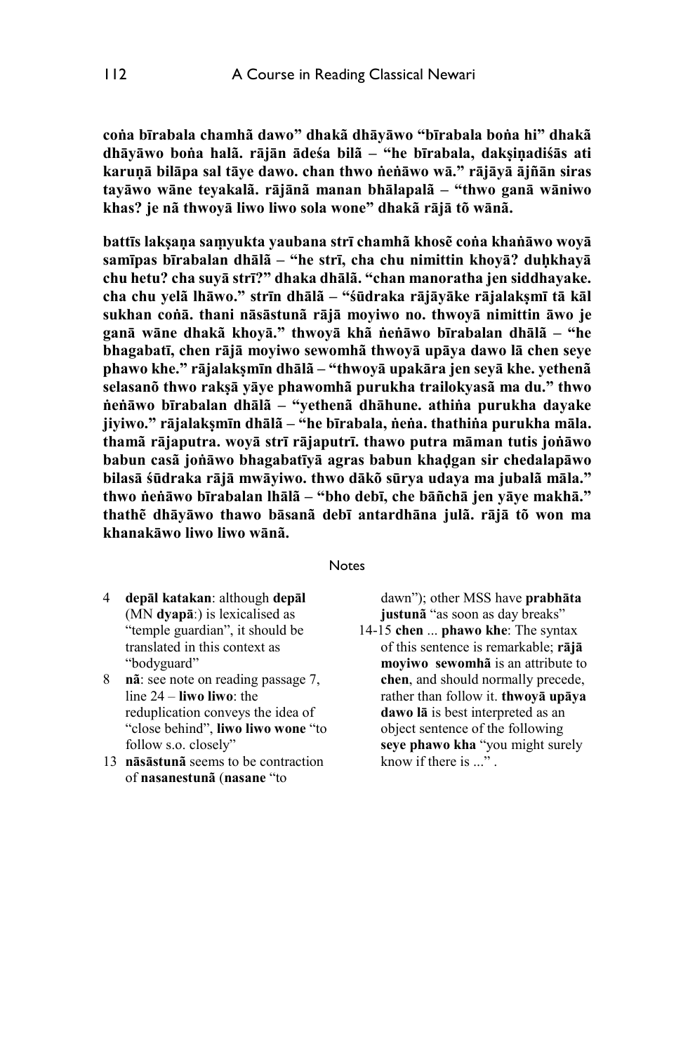**coṅa bīrabala chamhã dawo" dhakã dhāyāwo "bīrabala boṅa hi" dhakã dhāyāwo boṅa halã. rājān ādeśa bilã – "he bīrabala, dakṣiṇadiśās ati karuṇā bilāpa sal tāye dawo. chan thwo ṅeṅāwo wā." rājāyā ājñān siras tayāwo wāne teyakalã. rājānā manan bhālapalã – "thwo ganā wāniwo khas? je nã thwoyā liwo liwo sola wone" dhakã rājā tõ wānã.**

**battīs lakṣaṇa saṃyukta yaubana strī chamhã khosẽ coṅa khaṅāwo woyā samīpas bīrabalan dhālã – "he strī, cha chu nimittin khoyā? duḥkhayā chu hetu? cha suyā strī?" dhaka dhālã. "chan manoratha jen siddhayake. cha chu yelã lhāwo." strīn dhālã – "śūdraka rājāyāke rājalakṣmī tā kāl sukhan coṅā. thani nāsāstunā rājā moyiwo no. thwoyā nimittin āwo je ganā wāne dhakã khoyā." thwoyā khã ṅeṅāwo bīrabalan dhālã – "he bhagabatī, chen rājā moyiwo sewomhã thwoyā upāya dawo lā chen seye phawo khe." rājalakṣmīn dhālã – "thwoyā upakāra jen seyā khe. yethenã selasanõ thwo rakṣā yāye phawomhã purukha trailokyasã ma du." thwo ṅeṅāwo bīrabalan dhālã – "yethenã dhāhune. athiṅa purukha dayake jiyiwo." rājalakṣmīn dhālã – "he bīrabala, ṅeṅa. thathiṅa purukha māla. thamã rājaputra. woyā strī rājaputrī. thawo putra māman tutis joṅāwo babun casã joṅāwo bhagabatīyā agras babun khaḍgan sir chedalapāwo bilasã śūdraka rājā mwāyiwo. thwo dākõ sūrya udaya ma jubalã māla." thwo ṅeṅāwo bīrabalan lhālã – "bho debī, che bāñchā jen yāye makhā." thathẽ dhāyāwo thawo bāsanã debī antardhāna julã. rājā tõ won ma khanakāwo liwo liwo wānã.**

## Notes

4 **depāl katakan**: although **depāl** (MN **dyapā**:) is lexicalised as "temple guardian", it should be translated in this context as "bodyguard"

8 **nã**: see note on reading passage 7, line 24 – **liwo liwo**: the reduplication conveys the idea of "close behind", **liwo liwo wone** "to follow s.o. closely"

13 **nāsāstunā** seems to be contraction of **nasanestunā** (**nasane** "to dawn"); other MSS have **prabhāta justunā** "as soon as day breaks"

14-15 **chen** ... **phawo khe**: The syntax of this sentence is remarkable; **rājā moyiwo sewomhã** is an attribute to **chen**, and should normally precede, rather than follow it. **thwoyā upāya dawo lā** is best interpreted as an object sentence of the following **seye phawo kha** "you might surely know if there is ..." .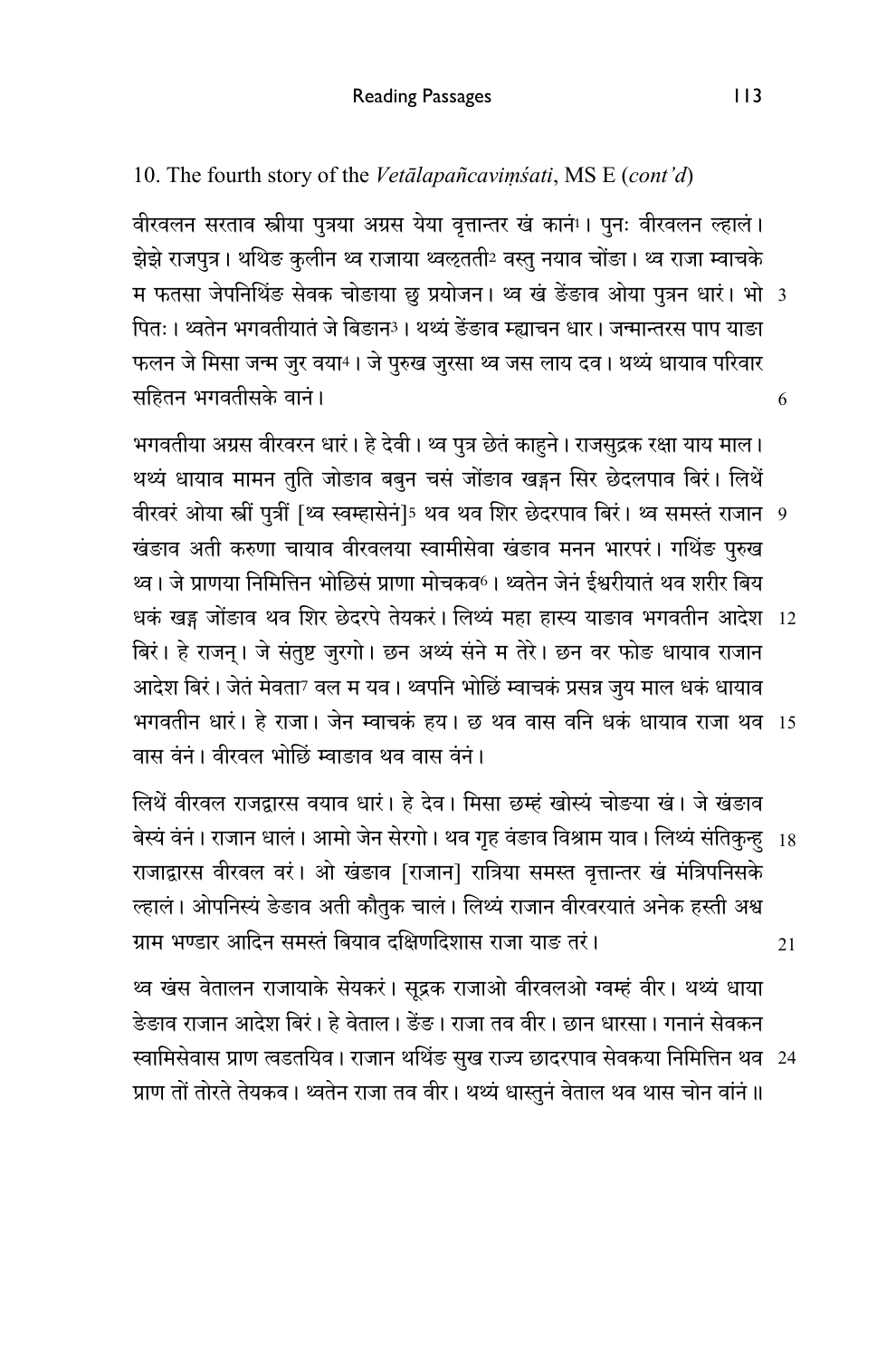10. The fourth story of the *Vetālapañcaviṃśati*, MS E (*cont'd*)

वीरवलन सरताव स्त्रीया पुत्रया अग्रस येया वृत्तान्तर खं कानं[1]। पुनः वीरवलन ल्हालं। झेझे राजपुत्र। थथिङ कुलीन थ्व राजाया थ्वल्हती[2] वस्तु नयाव चोंङा। थ्व राजा म्वाचके म फतसा जेपनिथिंङ सेवक चोङाया छु प्रयोजन। थ्व खं डेंङाव ओया पुत्रन धारं। भो पितः। थ्वतेन भगवतीयातं जे बिङान[3]। थथ्यं डेंङाव म्ह्याचन धार। जन्मान्तरस पाप याङा फलन जे मिसा जन्म जुर वया[4]। जे पुरुख जुरसा थ्व जस लाय दव। थथ्यं धायाव परिवार सहितन भगवतीसके वानं।

भगवतीया अग्रस वीरवरन धारं। हे देवी। थ्व पुत्र छेतं काहुने। राजसुद्रक रक्षा याय माल। थथ्यं धायाव मामन तुति जोङाव बबुन चसं जोंङाव खङ्गन सिर छेदलपाव बिरं। लिथें वीरवरं ओया स्त्रीं पुत्रीं [थ्व स्वम्हासेनं][5] थव थव शिर छेदरपाव बिरं। थ्व समस्तं राजान खंङाव अती करुणा चायाव वीरवलया स्वामीसेवा खंङाव मनन भारपरं। गथिंङ पुरुख थ्व। जे प्राणया निमित्तिन भोछिंसं प्राणा मोचकव[6]। थ्वतेन जेनं ईश्वरीयातं थव शरीर बिय धकं खङ्ग जोंङाव थव शिर छेदरपे तेयकरं। लिथ्यं महा हास्य याङाव भगवतीन आदेश बिरं। हे राजन्। जे संतुष्ट जुरगो। छन अथ्यं संने म तेरे। छन वर फोङ धायाव राजान आदेश बिरं। जेतं मेवता[7] वल म यव। थ्वपनि भोछिं म्वाचकं प्रसन्न जुय माल धकं धायाव भगवतीन धारं। हे राजा। जेन म्वाचकं हय। छ थव वास वनि धकं धायाव राजा थव वास वंनं। वीरवल भोछिं म्वाङाव थव वास वंनं।

लिथें वीरवल राजद्वारस वयाव धारं। हे देव। मिसा छम्हं खोस्यं चोङ्या खं। जे खंङाव बेस्यं वंनं। राजान धालं। आमो जेन सेरगो। थव गृह वंङाव विश्राम याव। लिथ्यं संतिकुन्हु राजाद्वारस वीरवल वरं। ओ खंङाव [राजान] रात्रिया समस्त वृत्तान्तर खं मंत्रिपनिसके ल्हालं। ओपनिस्यं डेङाव अती कौतुक चालं। लिथ्यं राजान वीरवरयातं अनेक हस्ती अश्व ग्राम भण्डार आदिन समस्तं बियाव दक्षिणदिशास राजा याङ तरं।

थ्व खंस वेतालन राजायाके सेयकरं। सूद्रक राजाओ वीरवलओ ग्वम्हं वीर। थथ्यं धाया डेङाव राजान आदेश बिरं। हे वेताल। डेंङ। राजा तव वीर। छान धारसा। गनानं सेवकन स्वामिसेवास प्राण त्वडतयिव। राजान थथिंङ सुख राज्य छादरपाव सेवकया निमित्तिन थव प्राण तों तोरते तेयकव। थ्वतेन राजा तव वीर। थथ्यं धास्तुनं वेताल थव थास चोन वांनं॥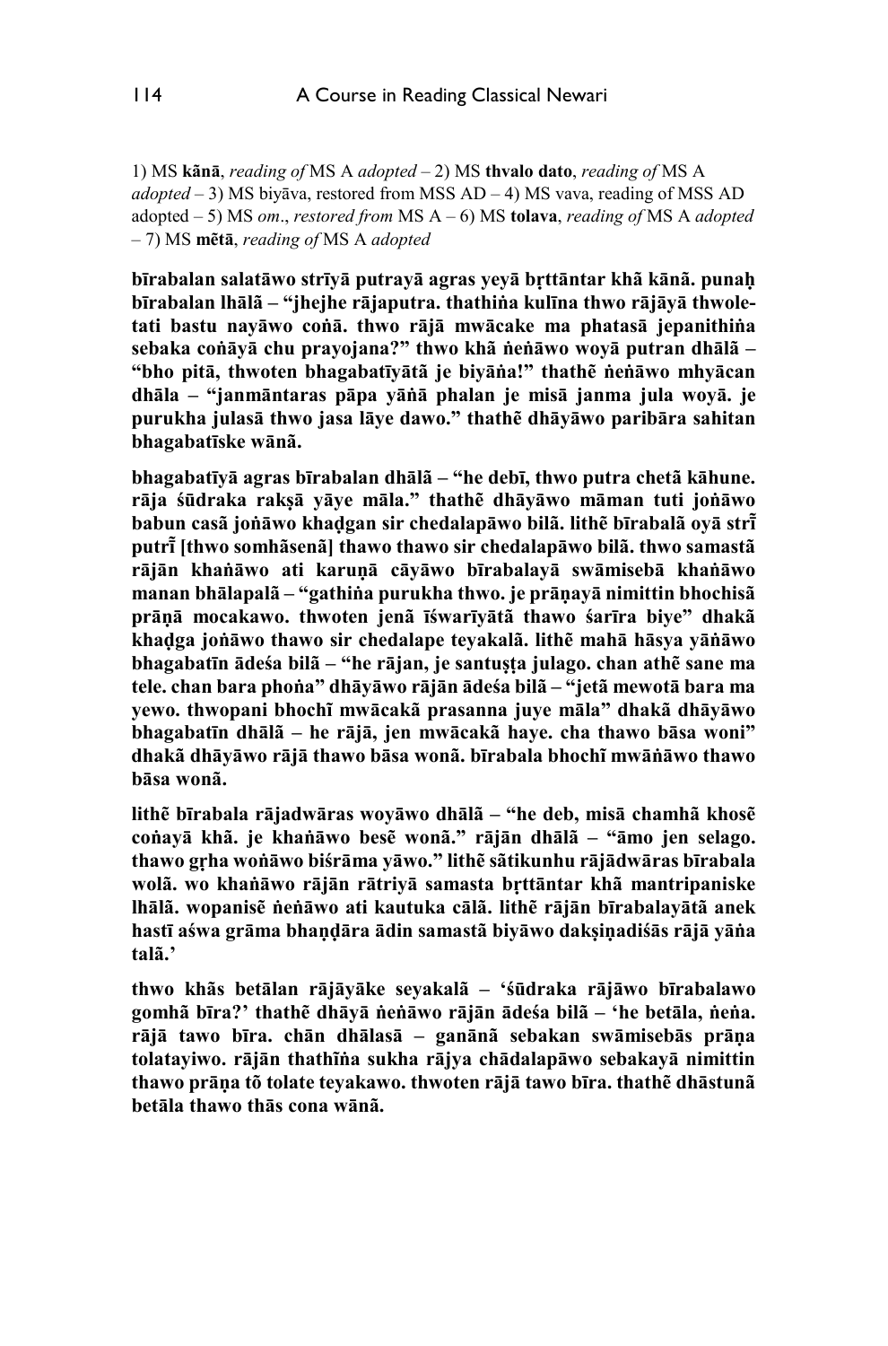1) MS **kānā**, *reading of* MS A *adopted* – 2) MS **thvalo dato**, *reading of* MS A *adopted* – 3) MS biyāva, restored from MSS AD – 4) MS vava, reading of MSS AD adopted – 5) MS *om*., *restored from* MS A – 6) MS **tolava**, *reading of* MS A *adopted* – 7) MS **mẽtā**, *reading of* MS A *adopted*

**bīrabalan salatāwo strīyā putrayā agras yeyā bṛttāntar khã kānã. punaḥ bīrabalan lhālã – "jhejhe rājaputra. thathiṅa kulīna thwo rājāyā thwole-tati bastu nayāwo coṅā. thwo rājā mwācake ma phatasā jepanithiṅa sebaka coṅāyā chu prayojana?" thwo khã ṅeṅāwo woyā putran dhālã – "bho pitā, thwoten bhagabatīyātã je biyāṅa!" thathẽ ṅeṅāwo mhyācan dhāla – "janmāntaras pāpa yāṅā phalan je misā janma jula woyā. je purukha julasā thwo jasa lāye dawo." thathẽ dhāyāwo paribāra sahitan bhagabatīske wānã.**

**bhagabatīyā agras bīrabalan dhālã – "he debī, thwo putra chetã kāhune. rāja śūdraka rakṣā yāye māla." thathẽ dhāyāwo māman tuti joṅāwo babun casã joṅāwo khaḍgan sir chedalapāwo bilã. lithẽ bīrabalã oyā strī̃ putrī̃ [thwo somhãsenã] thawo thawo sir chedalapāwo bilã. thwo samastā rājān khaṅāwo ati karuṇā cāyāwo bīrabalayā swāmisebā khaṅāwo manan bhālapalã – "gathiṅa purukha thwo. je prāṇayā nimittin bhochisã prāṇā mocakawo. thwoten jenã īśwarīyātã thawo śarīra biye" dhakã khaḍga joṅāwo thawo sir chedalape teyakalã. lithẽ mahā hāsya yāṅāwo bhagabatīn ādeśa bilã – "he rājan, je santuṣṭa julago. chan athẽ sane ma tele. chan bara phoṅa" dhāyāwo rājān ādeśa bilã – "jetã mewotā bara ma yewo. thwopani bhochī̃ mwācakã prasanna juye māla" dhakã dhāyāwo bhagabatīn dhālã – he rājā, jen mwācakã haye. cha thawo bāsa woni" dhakã dhāyāwo rājā thawo bāsa wonã. bīrabala bhochī̃ mwāṅāwo thawo bāsa wonã.**

**lithẽ bīrabala rājadwāras woyāwo dhālã – "he deb, misā chamhã khosẽ coṅayā khã. je khaṅāwo besẽ wonã." rājān dhālã – "āmo jen selago. thawo gṛha woṅāwo biśrāma yāwo." lithẽ sãtikunhu rājādwāras bīrabala wolã. wo khaṅāwo rājān rātriyā samasta bṛttāntar khã mantripaniske lhālã. wopanisẽ ṅeṅāwo ati kautuka cālã. lithẽ rājān bīrabalayātã anek hastī aśwa grāma bhaṇḍāra ādin samastã biyāwo dakṣiṇadiśās rājā yāṅa talã.'**

**thwo khās betālan rājāyāke seyakalã – 'śūdraka rājāwo bīrabalawo gomhã bīra?' thathẽ dhāyā ṅeṅāwo rājān ādeśa bilã – 'he betāla, ṅeṅa. rājā tawo bīra. chān dhālasā – ganānã sebakan swāmisebās prāṇa tolatayiwo. rājān thathī̃ṅa sukha rājya chādalapāwo sebakayā nimittin thawo prāṇa tõ tolate teyakawo. thwoten rājā tawo bīra. thathẽ dhāstunã betāla thawo thās cona wānã.**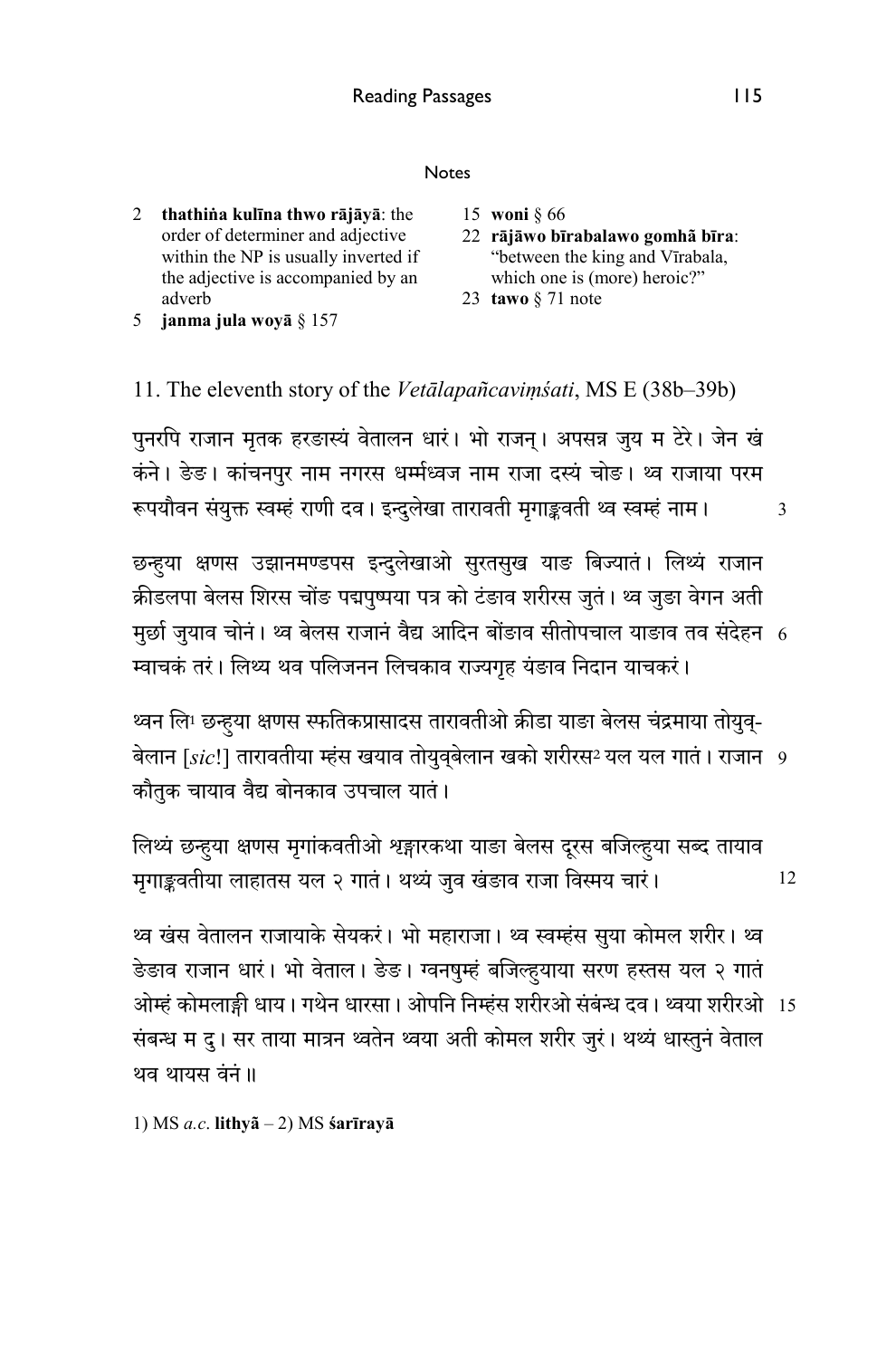Notes

2 **thathiṅa kulīna thwo rājāyā**: the order of determiner and adjective within the NP is usually inverted if the adjective is accompanied by an adverb

5 **janma jula woyā** § 157

15 **woni** § 66

22 **rājāwo bīrabalawo gomhā bīra**: "between the king and Vīrabala, which one is (more) heroic?"

23 **tawo** § 71 note

## 11. The eleventh story of the *Vetālapañcaviṃśati*, MS E (38b–39b)

पुनरपि राजान मृतक हरङास्यं वेतालन धारं। भो राजन्। अपसन्न जुय म टेरे। जेन खं कंने। ङेङ। कांचनपुर नाम नगरस धर्म्मध्वज नाम राजा दस्यं चोङ। थ्व राजाया परम रूपयौवन संयुक्त स्वम्हं राणी दव। इन्दुलेखा तारावती मृगाङ्कवती थ्व स्वम्हं नाम। 3

छन्हुया क्षणस उज्ञानमण्डपस इन्दुलेखाओ सुरतसुख याङ बिज्यातं। लिथ्यं राजान क्रीडलपा बेलस शिरस चोंङ पद्मपुष्पया पत्र को टंङाव शरीरस जुतं। थ्व जुङा वेगन अती मुर्छा जुयाव चोनं। थ्व बेलस राजानं वैद्य आदिन बोंङाव सीतोपचाल याङाव तव संदेहन 6 म्वाचकं तरं। लिथ्य थव पलिजनन लिचकाव राज्यगृह यंङाव निदान याचकरं।

थ्वन लि[1] छन्हुया क्षणस स्फतिकप्रासादस तारावतीओ क्रीडा याङा बेलस चंद्रमाया तोयुव्-बेलान [*sic!*] तारावतीया म्हंस खयाव तोयुव्बेलान खको शरीरस[2] यल यल गातं। राजान 9 कौतुक चायाव वैद्य बोनकाव उपचाल यातं।

लिथ्यं छन्हुया क्षणस मृगांकवतीओ श्रृङ्गारकथा याङा बेलस दूरस बजिल्हुया सब्द तायाव मृगाङ्कवतीया लाहातस यल २ गातं। थथ्यं जुव खंङाव राजा विस्मय चारं। 12

थ्व खंस वेतालन राजायाके सेयकरं। भो महाराजा। थ्व स्वम्हंस सुया कोमल शरीर। थ्व ङेङाव राजान धारं। भो वेताल। ङेङ। ग्वनषुम्हं बजिल्हुयाया सरण हस्तस यल २ गातं ओम्हं कोमलाङ्गी धाय। गथेन धारसा। ओपनि निम्हंस शरीरओ संबंन्ध दव। थ्वया शरीरओ 15 संबन्ध म दु। सर ताया मात्रन थ्वतेन थ्वया अती कोमल शरीर जुरं। थथ्यं धास्तुनं वेताल थव थायस वंनं॥

1) MS *a.c.* **lithyā** – 2) MS **śarīrayā**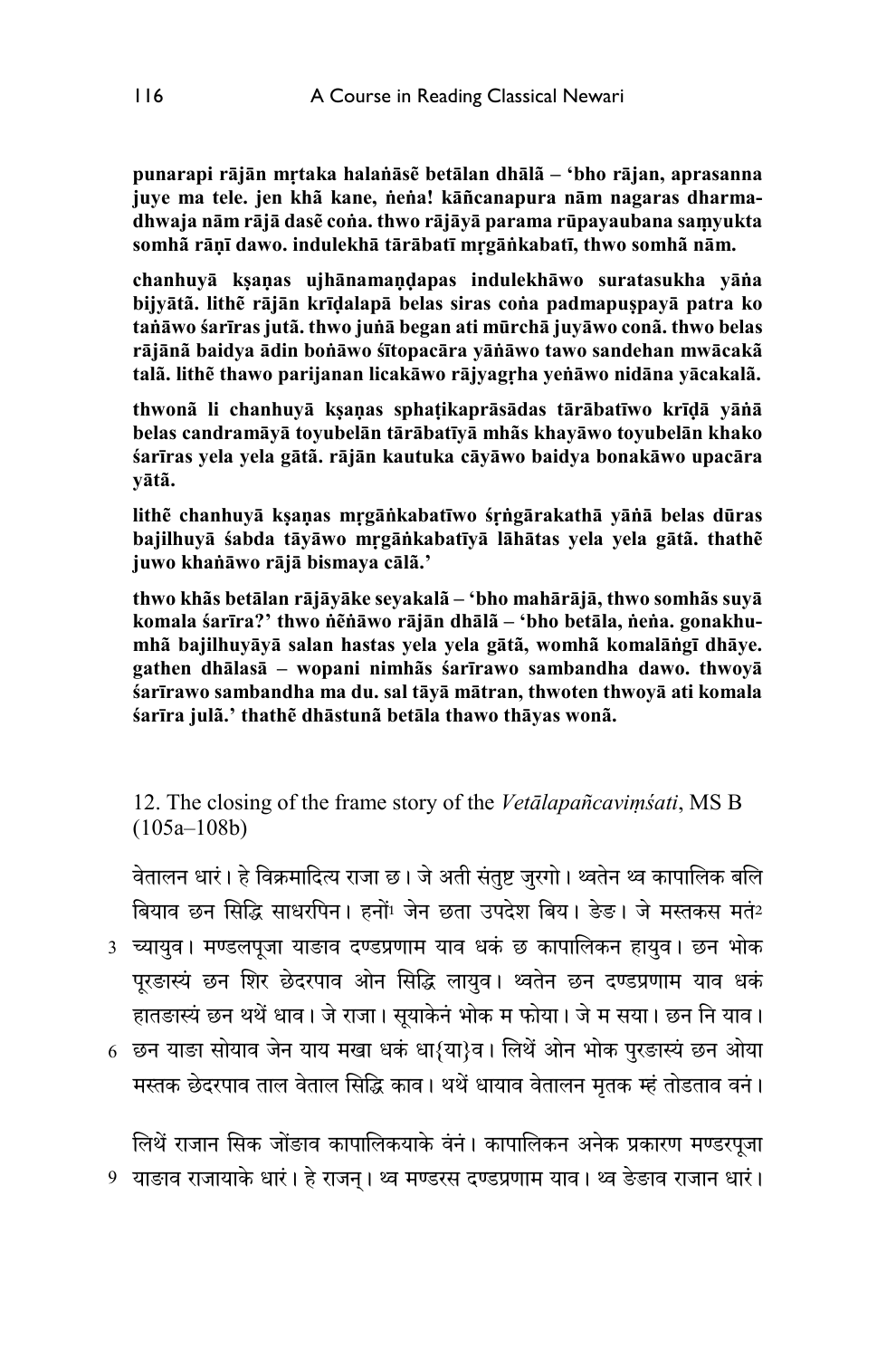**punarapi rājān mṛtaka halaṅāsẽ betālan dhālā̃ – 'bho rājan, aprasanna juye ma tele. jen khā̃ kane, ṅeṅa! kāñcanapura nām nagaras dharmadhwaja nām rājā dasẽ coṅa. thwo rājāyā parama rūpayaubana saṃyukta somhā̃ rāṇī dawo. indulekhā tārābatī mṛgāṅkabatī, thwo somhā̃ nām.**

**chanhuyā kṣaṇas ujhānamaṇḍapas indulekhāwo suratasukha yāṅa bijyātā̃. lithẽ rājān krīḍalapā belas siras coṅa padmapuṣpayā patra ko taṅāwo śarīras jutā̃. thwo juṅā began ati mūrchā juyāwo conā̃. thwo belas rājānā baidya ādin boṅāwo śītopacāra yāṅāwo tawo sandehan mwācakā̃ talā̃. lithẽ thawo parijanan licakāwo rājyagṛha yeṅāwo nidāna yācakalā̃.**

**thwonā̃ li chanhuyā kṣaṇas sphaṭikaprāsādas tārābatīwo krīḍā yāṅā belas candramāyā toyubelān tārābatīyā mhā̃s khayāwo toyubelān khako śarīras yela yela gātā̃. rājān kautuka cāyāwo baidya bonakāwo upacāra yātā̃.**

**lithẽ chanhuyā kṣaṇas mṛgāṅkabatīwo śṛṅgārakathā yāṅā belas dūras bajilhuyā śabda tāyāwo mṛgāṅkabatīyā lāhātas yela yela gātā̃. thathẽ juwo khaṅāwo rājā bismaya cālā̃.'**

**thwo khā̃s betālan rājāyāke seyakalā̃ – 'bho mahārājā, thwo somhā̃s suyā komala śarīra?' thwo ṅeṅāwo rājān dhālā̃ – 'bho betāla, ṅeṅa. gonakhumhā̃ bajilhuyāyā salan hastas yela yela gātā̃, womhā̃ komalāṅgī dhāye. gathen dhālasā̃ – wopani nimhā̃s śarīrawo sambandha dawo. thwoyā śarīrawo sambandha ma du. sal tāyā mātran, thwoten thwoyā ati komala śarīra julā̃.' thathẽ dhāstunā̃ betāla thawo thāyas wonā̃.**

12. The closing of the frame story of the *Vetālapañcaviṃśati*, MS B (105a–108b)

वेतालन धारं। हे विक्रमादित्य राजा छ। जे अती संतुष्ट जुरगो। थ्वतेन थ्व कापालिक बलि बियाव छन सिद्धि साधरपिन। हनों[1] जेन छता उपदेश बिय। ङेङ। जे मस्तकस मतं[2] च्यायुव। मण्डलपूजा याङाव दण्डप्रणाम याव धकं छ कापालिकन हायुव। छन भोक पूरङास्यं छन शिर छेदरपाव ओन सिद्धि लायुव। थ्वतेन छन दण्डप्रणाम याव धकं हातङास्यं छन थथें धाव। जे राजा। सूयाकेनं भोक म फोया। जे म सया। छन नि याव। छन याङा सोयाव जेन याय मखा धकं धा{या}व। लिथें ओन भोक पुरङास्यं छन ओया मस्तक छेदरपाव ताल वेताल सिद्धि काव। थथें धायाव वेतालन मृतक म्हं तोडताव वनं।

लिथें राजान सिक जोंङाव कापालिकयाके वंनं। कापालिकन अनेक प्रकारण मण्डरपूजा याङाव राजायाके धारं। हे राजन्। थ्व मण्डरस दण्डप्रणाम याव। थ्व ङेङाव राजान धारं।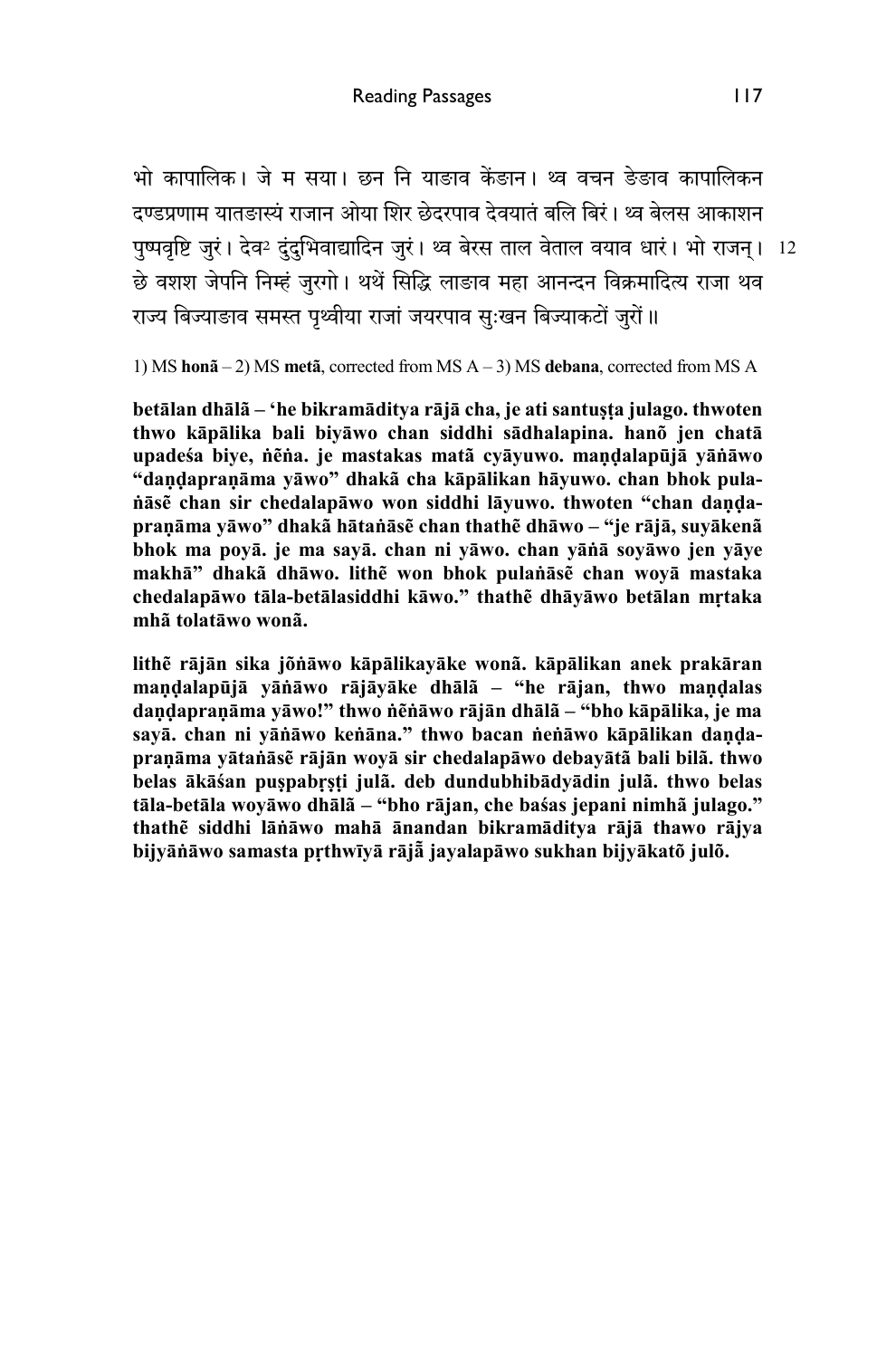भो कापालिक। जे म सया। छन नि याङाव केंङान। थ्व वचन ङेङाव कापालिकन दण्डप्रणाम यातङास्यं राजान ओया शिर छेदरपाव देवयातं बलि बिरं। थ्व बेलस आकाशन पुष्पवृष्टि जुरं। देव[2] दुंदुभिवाद्यादिन जुरं। थ्व बेरस ताल वेताल वयाव धारं। भो राजन्। 12
छे वशश जेपनि निम्हं जुरगो। थथें सिद्धि लाङाव महा आनन्दन विक्रमादित्य राजा थव राज्य बिज्याङाव समस्त पृथ्वीया राजां जयरपाव सुःखन बिज्याकटों जुरों॥

1) MS **honā** – 2) MS **metā**, corrected from MS A – 3) MS **debana**, corrected from MS A

**betālan dhālā̃ – 'he bikramāditya rājā cha, je ati santuṣṭa julago. thwoten thwo kāpālika bali biyāwo chan siddhi sādhalapina. hanõ jen chatā upadeśa biye, ṅēṅa. je mastakas matā̃ cyāyuwo. maṇḍalapūjā yāṅāwo "daṇḍapraṇāma yāwo" dhakā̃ cha kāpālikan hāyuwo. chan bhok pulaṅāsẽ chan sir chedalapāwo won siddhi lāyuwo. thwoten "chan daṇḍapraṇāma yāwo" dhakā̃ hātaṅāsẽ chan thathẽ dhāwo – "je rājā, suyākenā̃ bhok ma poyā. je ma sayā. chan ni yāwo. chan yāṅā soyāwo jen yāye makhā" dhakā̃ dhāwo. lithẽ won bhok pulaṅāsẽ chan woyā mastaka chedalapāwo tāla-betālasiddhi kāwo." thathẽ dhāyāwo betālan mṛtaka mhā̃ tolatāwo wonā̃.**

**lithẽ rājān sika jõṅāwo kāpālikayāke wonā̃. kāpālikan anek prakāran maṇḍalapūjā yāṅāwo rājāyāke dhālā̃ – "he rājan, thwo maṇḍalas daṇḍapraṇāma yāwo!" thwo ṅēṅāwo rājān dhālā̃ – "bho kāpālika, je ma sayā. chan ni yāṅāwo keṅāna." thwo bacan ṅeṅāwo kāpālikan daṇḍapraṇāma yātaṅāsẽ rājān woyā sir chedalapāwo debayātā̃ bali bilā̃. thwo belas ākāśan puṣpabṛṣṭi julā̃. deb dundubhibādyādin julā̃. thwo belas tāla-betāla woyāwo dhālā̃ – "bho rājan, che baśas jepani nimhā̃ julago." thathẽ siddhi lāṅāwo mahā ānandan bikramāditya rājā thawo rājya bijyāṅāwo samasta pṛthwīyā rājā̃ jayalapāwo sukhan bijyākatõ julõ.**